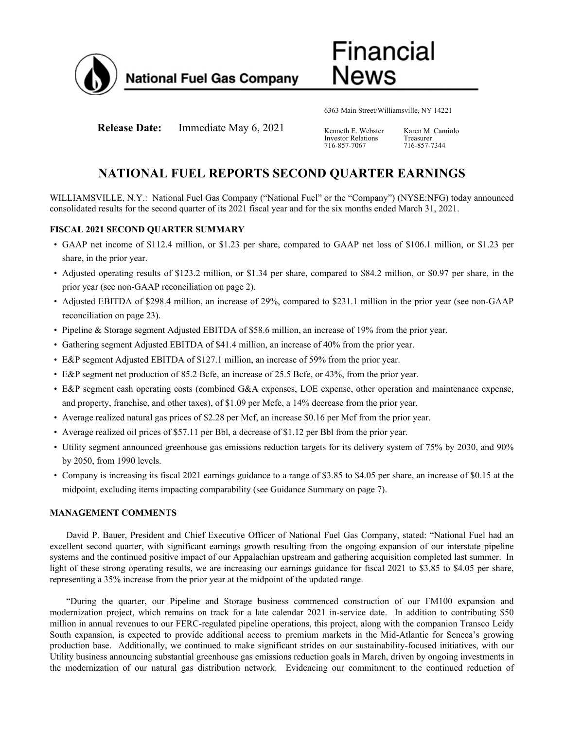National Fuel Gas Company

# Financial News

6363 Main Street/Williamsville, NY 14221

**Release Date:** Immediate May 6, 2021

Kenneth E. Webster
Investor Relations
716-857-7067

Karen M. Camiolo
Treasurer
716-857-7344

# NATIONAL FUEL REPORTS SECOND QUARTER EARNINGS

WILLIAMSVILLE, N.Y.: National Fuel Gas Company ("National Fuel" or the "Company") (NYSE:NFG) today announced consolidated results for the second quarter of its 2021 fiscal year and for the six months ended March 31, 2021.

## FISCAL 2021 SECOND QUARTER SUMMARY

- GAAP net income of $112.4 million, or $1.23 per share, compared to GAAP net loss of $106.1 million, or $1.23 per share, in the prior year.
- Adjusted operating results of $123.2 million, or $1.34 per share, compared to $84.2 million, or $0.97 per share, in the prior year (see non-GAAP reconciliation on page 2).
- Adjusted EBITDA of $298.4 million, an increase of 29%, compared to $231.1 million in the prior year (see non-GAAP reconciliation on page 23).
- Pipeline & Storage segment Adjusted EBITDA of $58.6 million, an increase of 19% from the prior year.
- Gathering segment Adjusted EBITDA of $41.4 million, an increase of 40% from the prior year.
- E&P segment Adjusted EBITDA of $127.1 million, an increase of 59% from the prior year.
- E&P segment net production of 85.2 Bcfe, an increase of 25.5 Bcfe, or 43%, from the prior year.
- E&P segment cash operating costs (combined G&A expenses, LOE expense, other operation and maintenance expense, and property, franchise, and other taxes), of $1.09 per Mcfe, a 14% decrease from the prior year.
- Average realized natural gas prices of $2.28 per Mcf, an increase $0.16 per Mcf from the prior year.
- Average realized oil prices of $57.11 per Bbl, a decrease of $1.12 per Bbl from the prior year.
- Utility segment announced greenhouse gas emissions reduction targets for its delivery system of 75% by 2030, and 90% by 2050, from 1990 levels.
- Company is increasing its fiscal 2021 earnings guidance to a range of $3.85 to $4.05 per share, an increase of $0.15 at the midpoint, excluding items impacting comparability (see Guidance Summary on page 7).

## MANAGEMENT COMMENTS

David P. Bauer, President and Chief Executive Officer of National Fuel Gas Company, stated: "National Fuel had an excellent second quarter, with significant earnings growth resulting from the ongoing expansion of our interstate pipeline systems and the continued positive impact of our Appalachian upstream and gathering acquisition completed last summer. In light of these strong operating results, we are increasing our earnings guidance for fiscal 2021 to $3.85 to $4.05 per share, representing a 35% increase from the prior year at the midpoint of the updated range.

"During the quarter, our Pipeline and Storage business commenced construction of our FM100 expansion and modernization project, which remains on track for a late calendar 2021 in-service date. In addition to contributing $50 million in annual revenues to our FERC-regulated pipeline operations, this project, along with the companion Transco Leidy South expansion, is expected to provide additional access to premium markets in the Mid-Atlantic for Seneca's growing production base. Additionally, we continued to make significant strides on our sustainability-focused initiatives, with our Utility business announcing substantial greenhouse gas emissions reduction goals in March, driven by ongoing investments in the modernization of our natural gas distribution network. Evidencing our commitment to the continued reduction of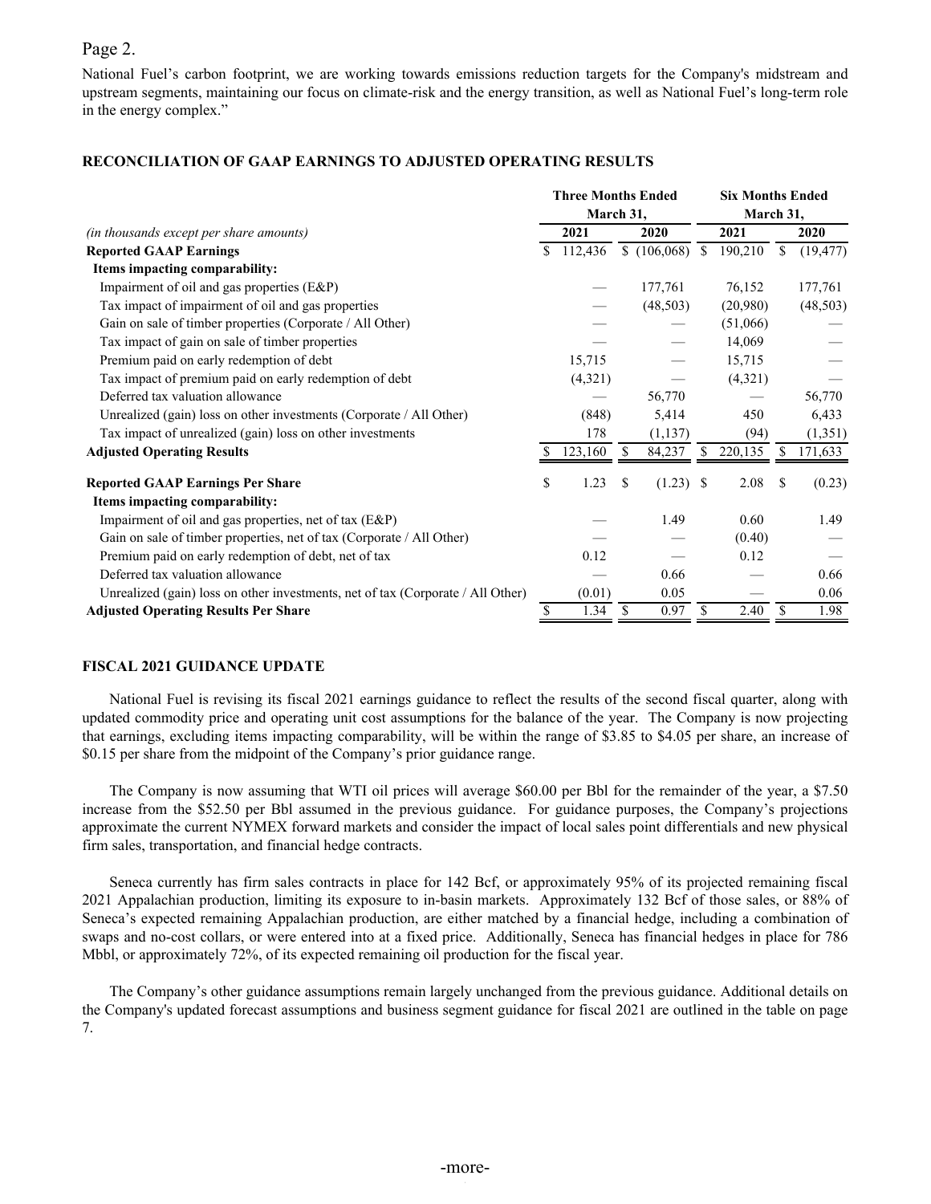National Fuel's carbon footprint, we are working towards emissions reduction targets for the Company's midstream and upstream segments, maintaining our focus on climate-risk and the energy transition, as well as National Fuel's long-term role in the energy complex."

## RECONCILIATION OF GAAP EARNINGS TO ADJUSTED OPERATING RESULTS

| | Three Months Ended March 31, | | Six Months Ended March 31, | |
|---|---|---|---|---|
| *(in thousands except per share amounts)* | 2021 | 2020 | 2021 | 2020 |
| **Reported GAAP Earnings** | $ 112,436 | $ (106,068) | $ 190,210 | $ (19,477) |
| **Items impacting comparability:** | | | | |
| Impairment of oil and gas properties (E&P) | — | 177,761 | 76,152 | 177,761 |
| Tax impact of impairment of oil and gas properties | — | (48,503) | (20,980) | (48,503) |
| Gain on sale of timber properties (Corporate / All Other) | — | — | (51,066) | — |
| Tax impact of gain on sale of timber properties | — | — | 14,069 | — |
| Premium paid on early redemption of debt | 15,715 | — | 15,715 | — |
| Tax impact of premium paid on early redemption of debt | (4,321) | — | (4,321) | — |
| Deferred tax valuation allowance | — | 56,770 | — | 56,770 |
| Unrealized (gain) loss on other investments (Corporate / All Other) | (848) | 5,414 | 450 | 6,433 |
| Tax impact of unrealized (gain) loss on other investments | 178 | (1,137) | (94) | (1,351) |
| **Adjusted Operating Results** | $ 123,160 | $ 84,237 | $ 220,135 | $ 171,633 |
| | | | | |
| **Reported GAAP Earnings Per Share** | $ 1.23 | $ (1.23) | $ 2.08 | $ (0.23) |
| **Items impacting comparability:** | | | | |
| Impairment of oil and gas properties, net of tax (E&P) | — | 1.49 | 0.60 | 1.49 |
| Gain on sale of timber properties, net of tax (Corporate / All Other) | — | — | (0.40) | — |
| Premium paid on early redemption of debt, net of tax | 0.12 | — | 0.12 | — |
| Deferred tax valuation allowance | — | 0.66 | — | 0.66 |
| Unrealized (gain) loss on other investments, net of tax (Corporate / All Other) | (0.01) | 0.05 | — | 0.06 |
| **Adjusted Operating Results Per Share** | $ 1.34 | $ 0.97 | $ 2.40 | $ 1.98 |

## FISCAL 2021 GUIDANCE UPDATE

National Fuel is revising its fiscal 2021 earnings guidance to reflect the results of the second fiscal quarter, along with updated commodity price and operating unit cost assumptions for the balance of the year. The Company is now projecting that earnings, excluding items impacting comparability, will be within the range of $3.85 to $4.05 per share, an increase of $0.15 per share from the midpoint of the Company's prior guidance range.

The Company is now assuming that WTI oil prices will average $60.00 per Bbl for the remainder of the year, a $7.50 increase from the $52.50 per Bbl assumed in the previous guidance. For guidance purposes, the Company's projections approximate the current NYMEX forward markets and consider the impact of local sales point differentials and new physical firm sales, transportation, and financial hedge contracts.

Seneca currently has firm sales contracts in place for 142 Bcf, or approximately 95% of its projected remaining fiscal 2021 Appalachian production, limiting its exposure to in-basin markets. Approximately 132 Bcf of those sales, or 88% of Seneca's expected remaining Appalachian production, are either matched by a financial hedge, including a combination of swaps and no-cost collars, or were entered into at a fixed price. Additionally, Seneca has financial hedges in place for 786 Mbbl, or approximately 72%, of its expected remaining oil production for the fiscal year.

The Company's other guidance assumptions remain largely unchanged from the previous guidance. Additional details on the Company's updated forecast assumptions and business segment guidance for fiscal 2021 are outlined in the table on page 7.

-more-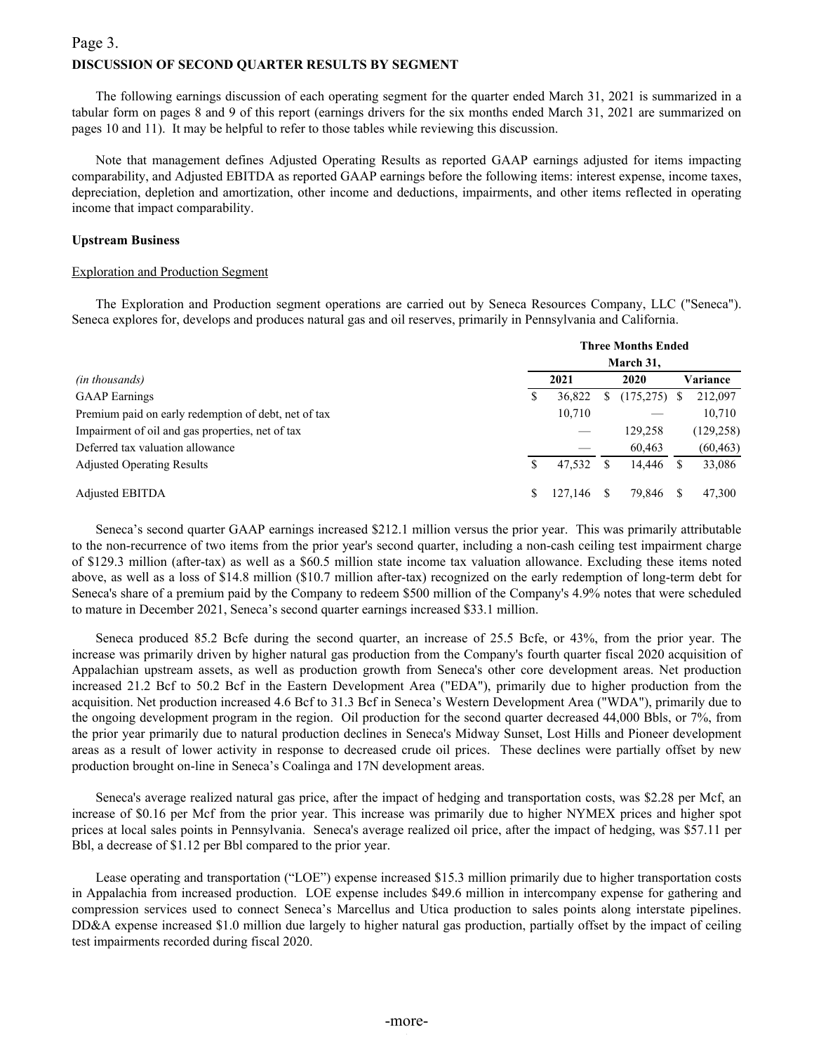## DISCUSSION OF SECOND QUARTER RESULTS BY SEGMENT

The following earnings discussion of each operating segment for the quarter ended March 31, 2021 is summarized in a tabular form on pages 8 and 9 of this report (earnings drivers for the six months ended March 31, 2021 are summarized on pages 10 and 11). It may be helpful to refer to those tables while reviewing this discussion.

Note that management defines Adjusted Operating Results as reported GAAP earnings adjusted for items impacting comparability, and Adjusted EBITDA as reported GAAP earnings before the following items: interest expense, income taxes, depreciation, depletion and amortization, other income and deductions, impairments, and other items reflected in operating income that impact comparability.

### Upstream Business

Exploration and Production Segment

The Exploration and Production segment operations are carried out by Seneca Resources Company, LLC ("Seneca"). Seneca explores for, develops and produces natural gas and oil reserves, primarily in Pennsylvania and California.

| *(in thousands)* | Three Months Ended March 31, 2021 | Three Months Ended March 31, 2020 | Variance |
|---|---|---|---|
| GAAP Earnings | $ 36,822 | $ (175,275) | $ 212,097 |
| Premium paid on early redemption of debt, net of tax | 10,710 | — | 10,710 |
| Impairment of oil and gas properties, net of tax | — | 129,258 | (129,258) |
| Deferred tax valuation allowance | — | 60,463 | (60,463) |
| Adjusted Operating Results | $ 47,532 | $ 14,446 | $ 33,086 |
| | | | |
| Adjusted EBITDA | $ 127,146 | $ 79,846 | $ 47,300 |

Seneca's second quarter GAAP earnings increased $212.1 million versus the prior year. This was primarily attributable to the non-recurrence of two items from the prior year's second quarter, including a non-cash ceiling test impairment charge of $129.3 million (after-tax) as well as a $60.5 million state income tax valuation allowance. Excluding these items noted above, as well as a loss of $14.8 million ($10.7 million after-tax) recognized on the early redemption of long-term debt for Seneca's share of a premium paid by the Company to redeem $500 million of the Company's 4.9% notes that were scheduled to mature in December 2021, Seneca's second quarter earnings increased $33.1 million.

Seneca produced 85.2 Bcfe during the second quarter, an increase of 25.5 Bcfe, or 43%, from the prior year. The increase was primarily driven by higher natural gas production from the Company's fourth quarter fiscal 2020 acquisition of Appalachian upstream assets, as well as production growth from Seneca's other core development areas. Net production increased 21.2 Bcf to 50.2 Bcf in the Eastern Development Area ("EDA"), primarily due to higher production from the acquisition. Net production increased 4.6 Bcf to 31.3 Bcf in Seneca's Western Development Area ("WDA"), primarily due to the ongoing development program in the region. Oil production for the second quarter decreased 44,000 Bbls, or 7%, from the prior year primarily due to natural production declines in Seneca's Midway Sunset, Lost Hills and Pioneer development areas as a result of lower activity in response to decreased crude oil prices. These declines were partially offset by new production brought on-line in Seneca's Coalinga and 17N development areas.

Seneca's average realized natural gas price, after the impact of hedging and transportation costs, was $2.28 per Mcf, an increase of $0.16 per Mcf from the prior year. This increase was primarily due to higher NYMEX prices and higher spot prices at local sales points in Pennsylvania. Seneca's average realized oil price, after the impact of hedging, was $57.11 per Bbl, a decrease of $1.12 per Bbl compared to the prior year.

Lease operating and transportation ("LOE") expense increased $15.3 million primarily due to higher transportation costs in Appalachia from increased production. LOE expense includes $49.6 million in intercompany expense for gathering and compression services used to connect Seneca's Marcellus and Utica production to sales points along interstate pipelines. DD&A expense increased $1.0 million due largely to higher natural gas production, partially offset by the impact of ceiling test impairments recorded during fiscal 2020.

-more-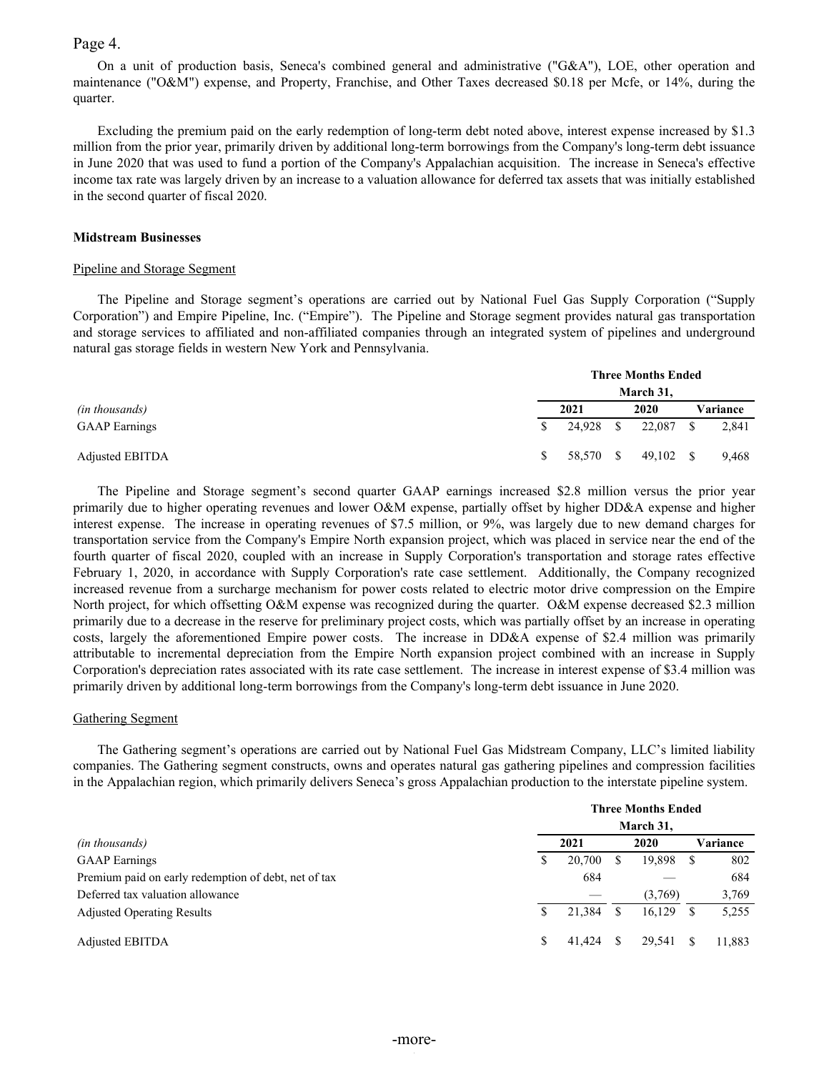On a unit of production basis, Seneca's combined general and administrative ("G&A"), LOE, other operation and maintenance ("O&M") expense, and Property, Franchise, and Other Taxes decreased $0.18 per Mcfe, or 14%, during the quarter.

Excluding the premium paid on the early redemption of long-term debt noted above, interest expense increased by $1.3 million from the prior year, primarily driven by additional long-term borrowings from the Company's long-term debt issuance in June 2020 that was used to fund a portion of the Company's Appalachian acquisition. The increase in Seneca's effective income tax rate was largely driven by an increase to a valuation allowance for deferred tax assets that was initially established in the second quarter of fiscal 2020.

**Midstream Businesses**

Pipeline and Storage Segment

The Pipeline and Storage segment's operations are carried out by National Fuel Gas Supply Corporation ("Supply Corporation") and Empire Pipeline, Inc. ("Empire"). The Pipeline and Storage segment provides natural gas transportation and storage services to affiliated and non-affiliated companies through an integrated system of pipelines and underground natural gas storage fields in western New York and Pennsylvania.

| | Three Months Ended March 31, | | |
|---|---|---|---|
| *(in thousands)* | 2021 | 2020 | Variance |
| GAAP Earnings | $ 24,928 | $ 22,087 | $ 2,841 |
| Adjusted EBITDA | $ 58,570 | $ 49,102 | $ 9,468 |

The Pipeline and Storage segment's second quarter GAAP earnings increased $2.8 million versus the prior year primarily due to higher operating revenues and lower O&M expense, partially offset by higher DD&A expense and higher interest expense. The increase in operating revenues of $7.5 million, or 9%, was largely due to new demand charges for transportation service from the Company's Empire North expansion project, which was placed in service near the end of the fourth quarter of fiscal 2020, coupled with an increase in Supply Corporation's transportation and storage rates effective February 1, 2020, in accordance with Supply Corporation's rate case settlement. Additionally, the Company recognized increased revenue from a surcharge mechanism for power costs related to electric motor drive compression on the Empire North project, for which offsetting O&M expense was recognized during the quarter. O&M expense decreased $2.3 million primarily due to a decrease in the reserve for preliminary project costs, which was partially offset by an increase in operating costs, largely the aforementioned Empire power costs. The increase in DD&A expense of $2.4 million was primarily attributable to incremental depreciation from the Empire North expansion project combined with an increase in Supply Corporation's depreciation rates associated with its rate case settlement. The increase in interest expense of $3.4 million was primarily driven by additional long-term borrowings from the Company's long-term debt issuance in June 2020.

Gathering Segment

The Gathering segment's operations are carried out by National Fuel Gas Midstream Company, LLC's limited liability companies. The Gathering segment constructs, owns and operates natural gas gathering pipelines and compression facilities in the Appalachian region, which primarily delivers Seneca's gross Appalachian production to the interstate pipeline system.

| | Three Months Ended March 31, | | |
|---|---|---|---|
| *(in thousands)* | 2021 | 2020 | Variance |
| GAAP Earnings | $ 20,700 | $ 19,898 | $ 802 |
| Premium paid on early redemption of debt, net of tax | 684 | — | 684 |
| Deferred tax valuation allowance | — | (3,769) | 3,769 |
| Adjusted Operating Results | $ 21,384 | $ 16,129 | $ 5,255 |
| Adjusted EBITDA | $ 41,424 | $ 29,541 | $ 11,883 |

-more-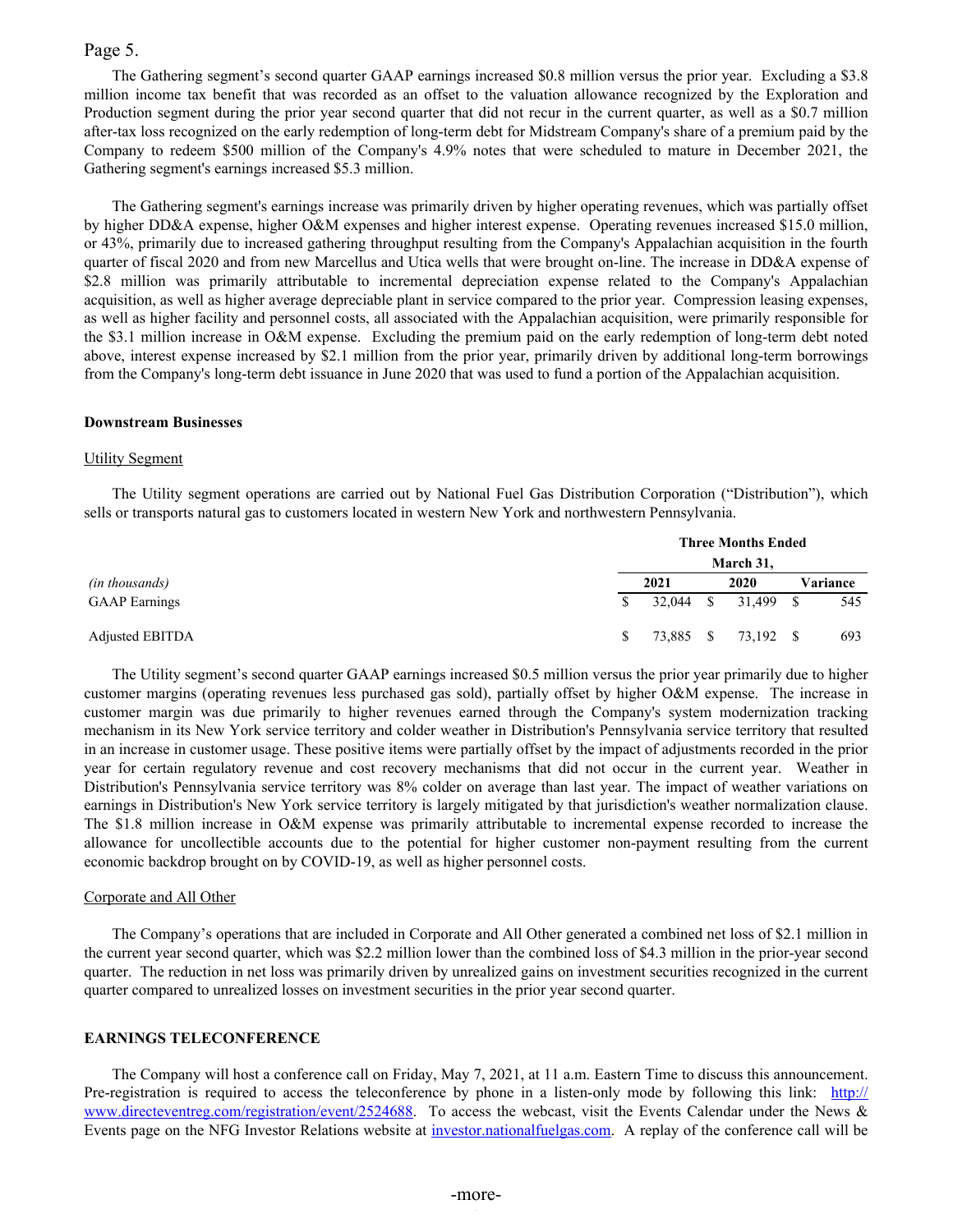The Gathering segment's second quarter GAAP earnings increased $0.8 million versus the prior year. Excluding a $3.8 million income tax benefit that was recorded as an offset to the valuation allowance recognized by the Exploration and Production segment during the prior year second quarter that did not recur in the current quarter, as well as a $0.7 million after-tax loss recognized on the early redemption of long-term debt for Midstream Company's share of a premium paid by the Company to redeem $500 million of the Company's 4.9% notes that were scheduled to mature in December 2021, the Gathering segment's earnings increased $5.3 million.

The Gathering segment's earnings increase was primarily driven by higher operating revenues, which was partially offset by higher DD&A expense, higher O&M expenses and higher interest expense. Operating revenues increased $15.0 million, or 43%, primarily due to increased gathering throughput resulting from the Company's Appalachian acquisition in the fourth quarter of fiscal 2020 and from new Marcellus and Utica wells that were brought on-line. The increase in DD&A expense of $2.8 million was primarily attributable to incremental depreciation expense related to the Company's Appalachian acquisition, as well as higher average depreciable plant in service compared to the prior year. Compression leasing expenses, as well as higher facility and personnel costs, all associated with the Appalachian acquisition, were primarily responsible for the $3.1 million increase in O&M expense. Excluding the premium paid on the early redemption of long-term debt noted above, interest expense increased by $2.1 million from the prior year, primarily driven by additional long-term borrowings from the Company's long-term debt issuance in June 2020 that was used to fund a portion of the Appalachian acquisition.

**Downstream Businesses**

Utility Segment

The Utility segment operations are carried out by National Fuel Gas Distribution Corporation ("Distribution"), which sells or transports natural gas to customers located in western New York and northwestern Pennsylvania.

| *(in thousands)* | Three Months Ended March 31, 2021 | Three Months Ended March 31, 2020 | Variance |
|---|---|---|---|
| GAAP Earnings | $ 32,044 | $ 31,499 | $ 545 |
| Adjusted EBITDA | $ 73,885 | $ 73,192 | $ 693 |

The Utility segment's second quarter GAAP earnings increased $0.5 million versus the prior year primarily due to higher customer margins (operating revenues less purchased gas sold), partially offset by higher O&M expense. The increase in customer margin was due primarily to higher revenues earned through the Company's system modernization tracking mechanism in its New York service territory and colder weather in Distribution's Pennsylvania service territory that resulted in an increase in customer usage. These positive items were partially offset by the impact of adjustments recorded in the prior year for certain regulatory revenue and cost recovery mechanisms that did not occur in the current year. Weather in Distribution's Pennsylvania service territory was 8% colder on average than last year. The impact of weather variations on earnings in Distribution's New York service territory is largely mitigated by that jurisdiction's weather normalization clause. The $1.8 million increase in O&M expense was primarily attributable to incremental expense recorded to increase the allowance for uncollectible accounts due to the potential for higher customer non-payment resulting from the current economic backdrop brought on by COVID-19, as well as higher personnel costs.

Corporate and All Other

The Company's operations that are included in Corporate and All Other generated a combined net loss of $2.1 million in the current year second quarter, which was $2.2 million lower than the combined loss of $4.3 million in the prior-year second quarter. The reduction in net loss was primarily driven by unrealized gains on investment securities recognized in the current quarter compared to unrealized losses on investment securities in the prior year second quarter.

**EARNINGS TELECONFERENCE**

The Company will host a conference call on Friday, May 7, 2021, at 11 a.m. Eastern Time to discuss this announcement. Pre-registration is required to access the teleconference by phone in a listen-only mode by following this link: http://www.directeventreg.com/registration/event/2524688. To access the webcast, visit the Events Calendar under the News & Events page on the NFG Investor Relations website at investor.nationalfuelgas.com. A replay of the conference call will be

-more-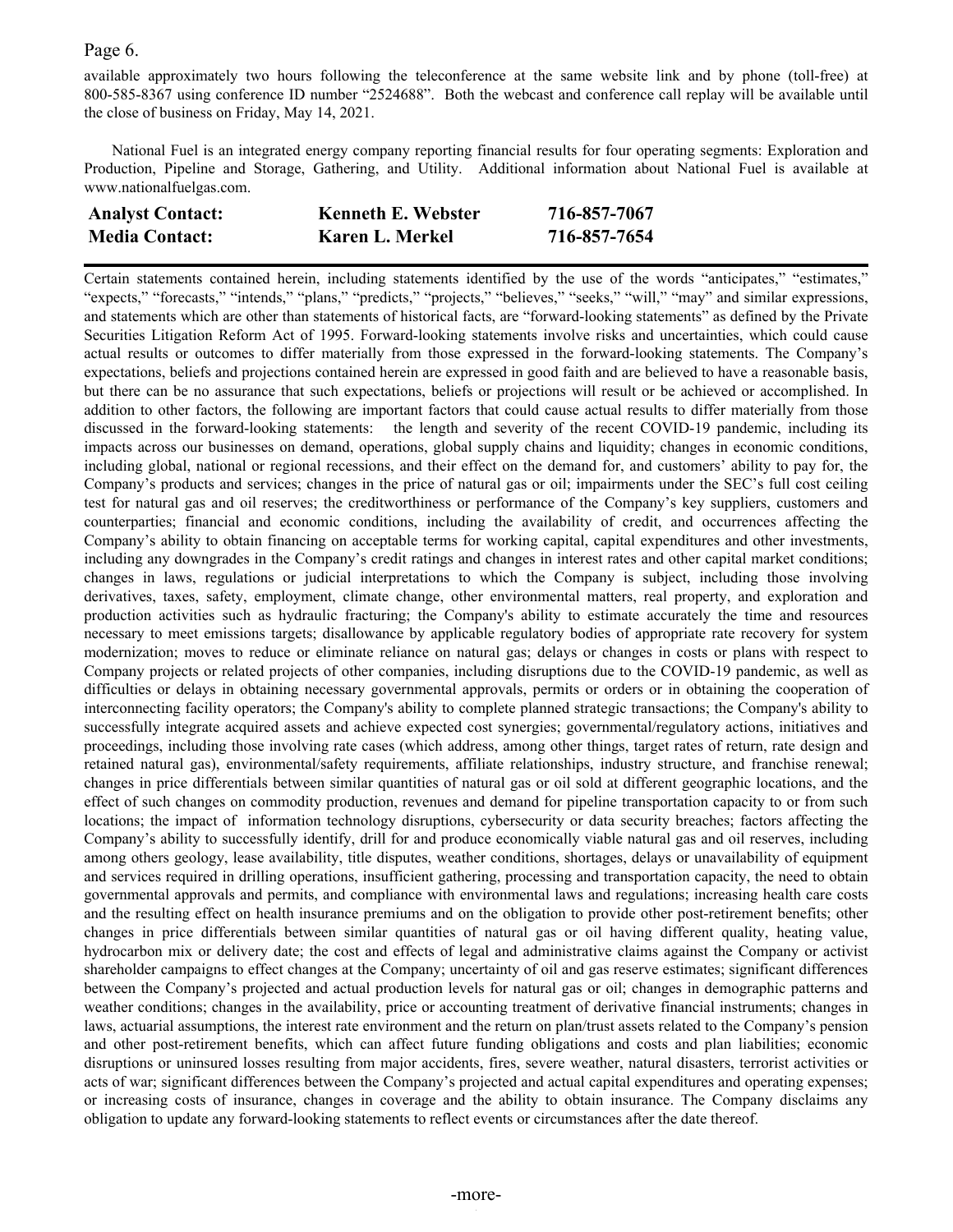available approximately two hours following the teleconference at the same website link and by phone (toll-free) at 800-585-8367 using conference ID number "2524688". Both the webcast and conference call replay will be available until the close of business on Friday, May 14, 2021.

National Fuel is an integrated energy company reporting financial results for four operating segments: Exploration and Production, Pipeline and Storage, Gathering, and Utility. Additional information about National Fuel is available at www.nationalfuelgas.com.

| | | |
|---|---|---|
| **Analyst Contact:** | **Kenneth E. Webster** | **716-857-7067** |
| **Media Contact:** | **Karen L. Merkel** | **716-857-7654** |

---

Certain statements contained herein, including statements identified by the use of the words "anticipates," "estimates," "expects," "forecasts," "intends," "plans," "predicts," "projects," "believes," "seeks," "will," "may" and similar expressions, and statements which are other than statements of historical facts, are "forward-looking statements" as defined by the Private Securities Litigation Reform Act of 1995. Forward-looking statements involve risks and uncertainties, which could cause actual results or outcomes to differ materially from those expressed in the forward-looking statements. The Company's expectations, beliefs and projections contained herein are expressed in good faith and are believed to have a reasonable basis, but there can be no assurance that such expectations, beliefs or projections will result or be achieved or accomplished. In addition to other factors, the following are important factors that could cause actual results to differ materially from those discussed in the forward-looking statements: the length and severity of the recent COVID-19 pandemic, including its impacts across our businesses on demand, operations, global supply chains and liquidity; changes in economic conditions, including global, national or regional recessions, and their effect on the demand for, and customers' ability to pay for, the Company's products and services; changes in the price of natural gas or oil; impairments under the SEC's full cost ceiling test for natural gas and oil reserves; the creditworthiness or performance of the Company's key suppliers, customers and counterparties; financial and economic conditions, including the availability of credit, and occurrences affecting the Company's ability to obtain financing on acceptable terms for working capital, capital expenditures and other investments, including any downgrades in the Company's credit ratings and changes in interest rates and other capital market conditions; changes in laws, regulations or judicial interpretations to which the Company is subject, including those involving derivatives, taxes, safety, employment, climate change, other environmental matters, real property, and exploration and production activities such as hydraulic fracturing; the Company's ability to estimate accurately the time and resources necessary to meet emissions targets; disallowance by applicable regulatory bodies of appropriate rate recovery for system modernization; moves to reduce or eliminate reliance on natural gas; delays or changes in costs or plans with respect to Company projects or related projects of other companies, including disruptions due to the COVID-19 pandemic, as well as difficulties or delays in obtaining necessary governmental approvals, permits or orders or in obtaining the cooperation of interconnecting facility operators; the Company's ability to complete planned strategic transactions; the Company's ability to successfully integrate acquired assets and achieve expected cost synergies; governmental/regulatory actions, initiatives and proceedings, including those involving rate cases (which address, among other things, target rates of return, rate design and retained natural gas), environmental/safety requirements, affiliate relationships, industry structure, and franchise renewal; changes in price differentials between similar quantities of natural gas or oil sold at different geographic locations, and the effect of such changes on commodity production, revenues and demand for pipeline transportation capacity to or from such locations; the impact of information technology disruptions, cybersecurity or data security breaches; factors affecting the Company's ability to successfully identify, drill for and produce economically viable natural gas and oil reserves, including among others geology, lease availability, title disputes, weather conditions, shortages, delays or unavailability of equipment and services required in drilling operations, insufficient gathering, processing and transportation capacity, the need to obtain governmental approvals and permits, and compliance with environmental laws and regulations; increasing health care costs and the resulting effect on health insurance premiums and on the obligation to provide other post-retirement benefits; other changes in price differentials between similar quantities of natural gas or oil having different quality, heating value, hydrocarbon mix or delivery date; the cost and effects of legal and administrative claims against the Company or activist shareholder campaigns to effect changes at the Company; uncertainty of oil and gas reserve estimates; significant differences between the Company's projected and actual production levels for natural gas or oil; changes in demographic patterns and weather conditions; changes in the availability, price or accounting treatment of derivative financial instruments; changes in laws, actuarial assumptions, the interest rate environment and the return on plan/trust assets related to the Company's pension and other post-retirement benefits, which can affect future funding obligations and costs and plan liabilities; economic disruptions or uninsured losses resulting from major accidents, fires, severe weather, natural disasters, terrorist activities or acts of war; significant differences between the Company's projected and actual capital expenditures and operating expenses; or increasing costs of insurance, changes in coverage and the ability to obtain insurance. The Company disclaims any obligation to update any forward-looking statements to reflect events or circumstances after the date thereof.

-more-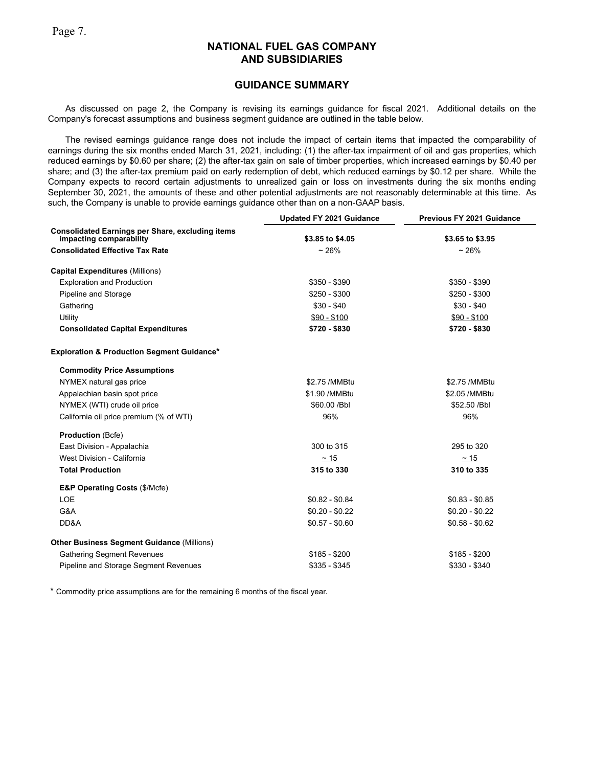# NATIONAL FUEL GAS COMPANY AND SUBSIDIARIES

## GUIDANCE SUMMARY

As discussed on page 2, the Company is revising its earnings guidance for fiscal 2021. Additional details on the Company's forecast assumptions and business segment guidance are outlined in the table below.

The revised earnings guidance range does not include the impact of certain items that impacted the comparability of earnings during the six months ended March 31, 2021, including: (1) the after-tax impairment of oil and gas properties, which reduced earnings by $0.60 per share; (2) the after-tax gain on sale of timber properties, which increased earnings by $0.40 per share; and (3) the after-tax premium paid on early redemption of debt, which reduced earnings by $0.12 per share. While the Company expects to record certain adjustments to unrealized gain or loss on investments during the six months ending September 30, 2021, the amounts of these and other potential adjustments are not reasonably determinable at this time. As such, the Company is unable to provide earnings guidance other than on a non-GAAP basis.

| | Updated FY 2021 Guidance | Previous FY 2021 Guidance |
|---|---|---|
| **Consolidated Earnings per Share, excluding items impacting comparability** | **$3.85 to $4.05** | **$3.65 to $3.95** |
| **Consolidated Effective Tax Rate** | ~ 26% | ~ 26% |
| **Capital Expenditures** (Millions) | | |
| Exploration and Production | $350 - $390 | $350 - $390 |
| Pipeline and Storage | $250 - $300 | $250 - $300 |
| Gathering | $30 - $40 | $30 - $40 |
| Utility | $90 - $100 | $90 - $100 |
| **Consolidated Capital Expenditures** | **$720 - $830** | **$720 - $830** |
| **Exploration & Production Segment Guidance*** | | |
| **Commodity Price Assumptions** | | |
| NYMEX natural gas price | $2.75 /MMBtu | $2.75 /MMBtu |
| Appalachian basin spot price | $1.90 /MMBtu | $2.05 /MMBtu |
| NYMEX (WTI) crude oil price | $60.00 /Bbl | $52.50 /Bbl |
| California oil price premium (% of WTI) | 96% | 96% |
| **Production** (Bcfe) | | |
| East Division - Appalachia | 300 to 315 | 295 to 320 |
| West Division - California | ~ 15 | ~ 15 |
| **Total Production** | **315 to 330** | **310 to 335** |
| **E&P Operating Costs** ($/Mcfe) | | |
| LOE | $0.82 - $0.84 | $0.83 - $0.85 |
| G&A | $0.20 - $0.22 | $0.20 - $0.22 |
| DD&A | $0.57 - $0.60 | $0.58 - $0.62 |
| **Other Business Segment Guidance** (Millions) | | |
| Gathering Segment Revenues | $185 - $200 | $185 - $200 |
| Pipeline and Storage Segment Revenues | $335 - $345 | $330 - $340 |

* Commodity price assumptions are for the remaining 6 months of the fiscal year.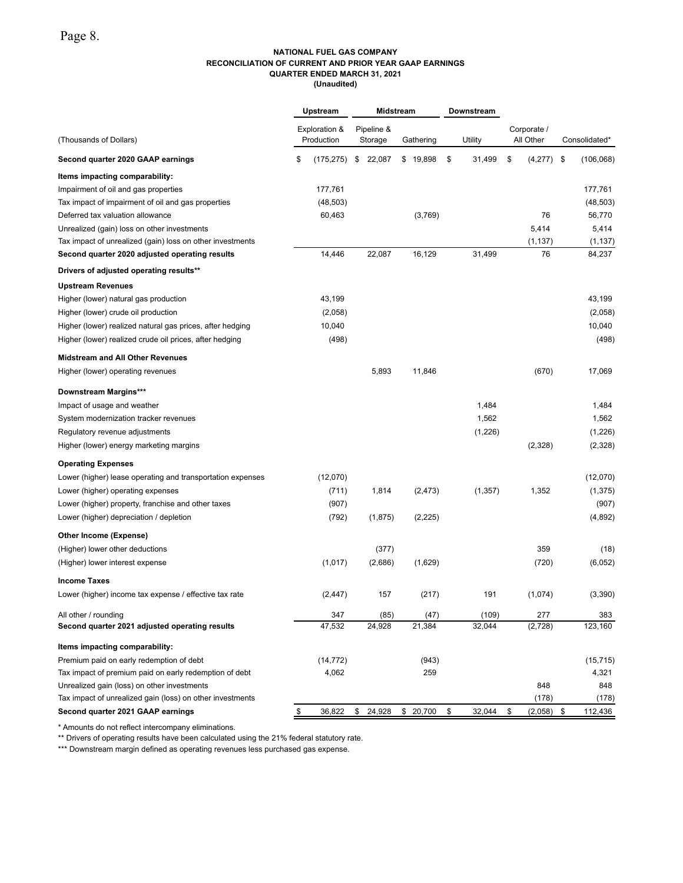**NATIONAL FUEL GAS COMPANY**
**RECONCILIATION OF CURRENT AND PRIOR YEAR GAAP EARNINGS**
**QUARTER ENDED MARCH 31, 2021**
**(Unaudited)**

| | Upstream | Midstream | | Downstream | | |
|---|---|---|---|---|---|---|
| (Thousands of Dollars) | Exploration & Production | Pipeline & Storage | Gathering | Utility | Corporate / All Other | Consolidated* |
| **Second quarter 2020 GAAP earnings** | $ (175,275) | $ 22,087 | $ 19,898 | $ 31,499 | $ (4,277) | $ (106,068) |
| **Items impacting comparability:** | | | | | | |
| Impairment of oil and gas properties | 177,761 | | | | | 177,761 |
| Tax impact of impairment of oil and gas properties | (48,503) | | | | | (48,503) |
| Deferred tax valuation allowance | 60,463 | | (3,769) | | 76 | 56,770 |
| Unrealized (gain) loss on other investments | | | | | 5,414 | 5,414 |
| Tax impact of unrealized (gain) loss on other investments | | | | | (1,137) | (1,137) |
| **Second quarter 2020 adjusted operating results** | 14,446 | 22,087 | 16,129 | 31,499 | 76 | 84,237 |
| **Drivers of adjusted operating results**** | | | | | | |
| **Upstream Revenues** | | | | | | |
| Higher (lower) natural gas production | 43,199 | | | | | 43,199 |
| Higher (lower) crude oil production | (2,058) | | | | | (2,058) |
| Higher (lower) realized natural gas prices, after hedging | 10,040 | | | | | 10,040 |
| Higher (lower) realized crude oil prices, after hedging | (498) | | | | | (498) |
| **Midstream and All Other Revenues** | | | | | | |
| Higher (lower) operating revenues | | 5,893 | 11,846 | | (670) | 17,069 |
| **Downstream Margins***** | | | | | | |
| Impact of usage and weather | | | | 1,484 | | 1,484 |
| System modernization tracker revenues | | | | 1,562 | | 1,562 |
| Regulatory revenue adjustments | | | | (1,226) | | (1,226) |
| Higher (lower) energy marketing margins | | | | | (2,328) | (2,328) |
| **Operating Expenses** | | | | | | |
| Lower (higher) lease operating and transportation expenses | (12,070) | | | | | (12,070) |
| Lower (higher) operating expenses | (711) | 1,814 | (2,473) | (1,357) | 1,352 | (1,375) |
| Lower (higher) property, franchise and other taxes | (907) | | | | | (907) |
| Lower (higher) depreciation / depletion | (792) | (1,875) | (2,225) | | | (4,892) |
| **Other Income (Expense)** | | | | | | |
| (Higher) lower other deductions | | (377) | | | 359 | (18) |
| (Higher) lower interest expense | (1,017) | (2,686) | (1,629) | | (720) | (6,052) |
| **Income Taxes** | | | | | | |
| Lower (higher) income tax expense / effective tax rate | (2,447) | 157 | (217) | 191 | (1,074) | (3,390) |
| All other / rounding | 347 | (85) | (47) | (109) | 277 | 383 |
| **Second quarter 2021 adjusted operating results** | 47,532 | 24,928 | 21,384 | 32,044 | (2,728) | 123,160 |
| **Items impacting comparability:** | | | | | | |
| Premium paid on early redemption of debt | (14,772) | | (943) | | | (15,715) |
| Tax impact of premium paid on early redemption of debt | 4,062 | | 259 | | | 4,321 |
| Unrealized gain (loss) on other investments | | | | | 848 | 848 |
| Tax impact of unrealized gain (loss) on other investments | | | | | (178) | (178) |
| **Second quarter 2021 GAAP earnings** | $ 36,822 | $ 24,928 | $ 20,700 | $ 32,044 | $ (2,058) | $ 112,436 |

* Amounts do not reflect intercompany eliminations.

** Drivers of operating results have been calculated using the 21% federal statutory rate.

*** Downstream margin defined as operating revenues less purchased gas expense.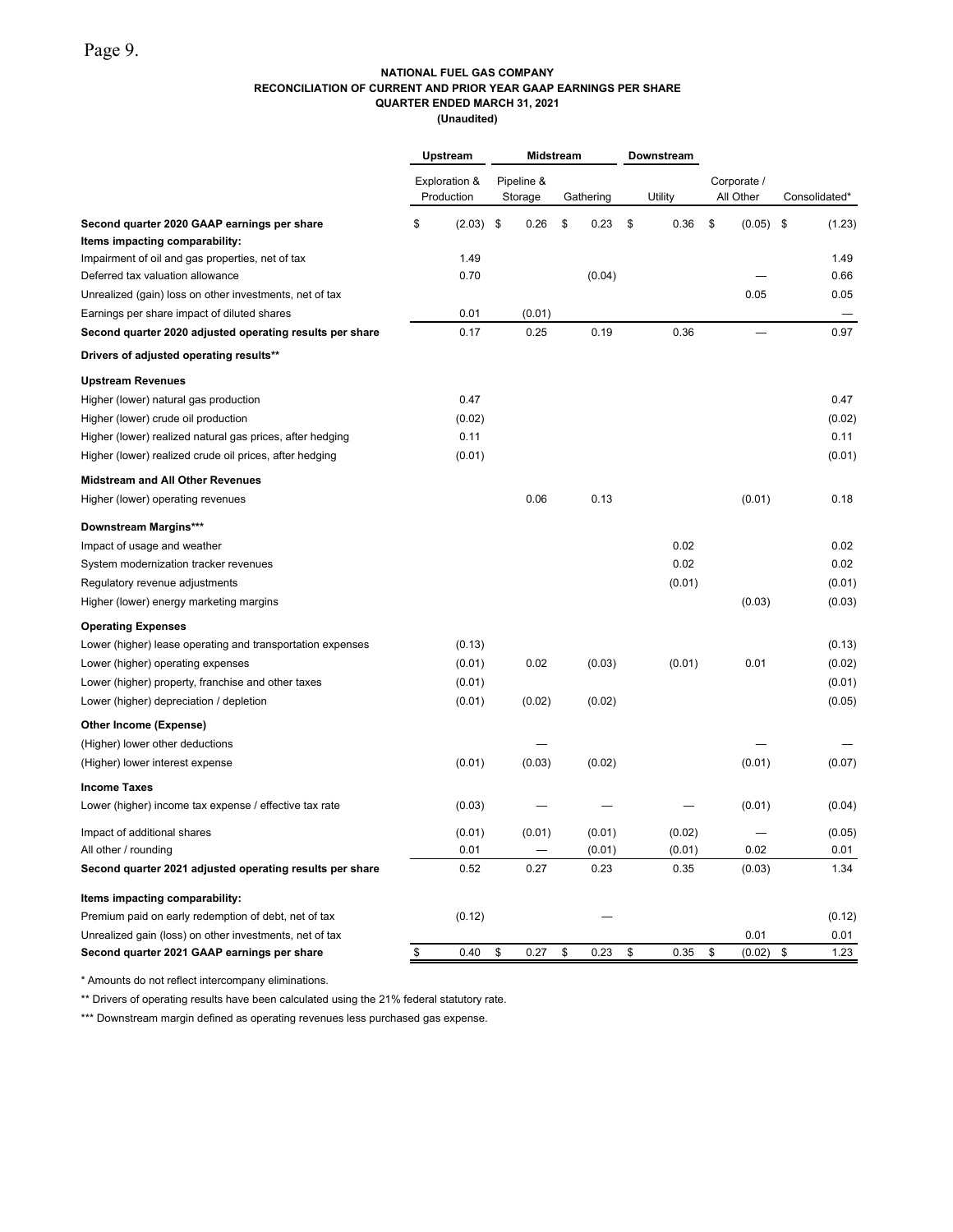**NATIONAL FUEL GAS COMPANY**
**RECONCILIATION OF CURRENT AND PRIOR YEAR GAAP EARNINGS PER SHARE**
**QUARTER ENDED MARCH 31, 2021**
**(Unaudited)**

| | Upstream | Midstream | | Downstream | | |
|---|---|---|---|---|---|---|
| | Exploration & Production | Pipeline & Storage | Gathering | Utility | Corporate / All Other | Consolidated* |
| **Second quarter 2020 GAAP earnings per share** | $ (2.03) | $ 0.26 | $ 0.23 | $ 0.36 | $ (0.05) | $ (1.23) |
| **Items impacting comparability:** | | | | | | |
| Impairment of oil and gas properties, net of tax | 1.49 | | | | | 1.49 |
| Deferred tax valuation allowance | 0.70 | | (0.04) | | — | 0.66 |
| Unrealized (gain) loss on other investments, net of tax | | | | | 0.05 | 0.05 |
| Earnings per share impact of diluted shares | 0.01 | (0.01) | | | | — |
| **Second quarter 2020 adjusted operating results per share** | 0.17 | 0.25 | 0.19 | 0.36 | — | 0.97 |
| **Drivers of adjusted operating results**** | | | | | | |
| **Upstream Revenues** | | | | | | |
| Higher (lower) natural gas production | 0.47 | | | | | 0.47 |
| Higher (lower) crude oil production | (0.02) | | | | | (0.02) |
| Higher (lower) realized natural gas prices, after hedging | 0.11 | | | | | 0.11 |
| Higher (lower) realized crude oil prices, after hedging | (0.01) | | | | | (0.01) |
| **Midstream and All Other Revenues** | | | | | | |
| Higher (lower) operating revenues | | 0.06 | 0.13 | | (0.01) | 0.18 |
| **Downstream Margins***** | | | | | | |
| Impact of usage and weather | | | | 0.02 | | 0.02 |
| System modernization tracker revenues | | | | 0.02 | | 0.02 |
| Regulatory revenue adjustments | | | | (0.01) | | (0.01) |
| Higher (lower) energy marketing margins | | | | | (0.03) | (0.03) |
| **Operating Expenses** | | | | | | |
| Lower (higher) lease operating and transportation expenses | (0.13) | | | | | (0.13) |
| Lower (higher) operating expenses | (0.01) | 0.02 | (0.03) | (0.01) | 0.01 | (0.02) |
| Lower (higher) property, franchise and other taxes | (0.01) | | | | | (0.01) |
| Lower (higher) depreciation / depletion | (0.01) | (0.02) | (0.02) | | | (0.05) |
| **Other Income (Expense)** | | | | | | |
| (Higher) lower other deductions | | — | | | — | — |
| (Higher) lower interest expense | (0.01) | (0.03) | (0.02) | | (0.01) | (0.07) |
| **Income Taxes** | | | | | | |
| Lower (higher) income tax expense / effective tax rate | (0.03) | — | — | — | (0.01) | (0.04) |
| Impact of additional shares | (0.01) | (0.01) | (0.01) | (0.02) | — | (0.05) |
| All other / rounding | 0.01 | — | (0.01) | (0.01) | 0.02 | 0.01 |
| **Second quarter 2021 adjusted operating results per share** | 0.52 | 0.27 | 0.23 | 0.35 | (0.03) | 1.34 |
| **Items impacting comparability:** | | | | | | |
| Premium paid on early redemption of debt, net of tax | (0.12) | | — | | | (0.12) |
| Unrealized gain (loss) on other investments, net of tax | | | | | 0.01 | 0.01 |
| **Second quarter 2021 GAAP earnings per share** | $ 0.40 | $ 0.27 | $ 0.23 | $ 0.35 | $ (0.02) | $ 1.23 |

\* Amounts do not reflect intercompany eliminations.

** Drivers of operating results have been calculated using the 21% federal statutory rate.

*** Downstream margin defined as operating revenues less purchased gas expense.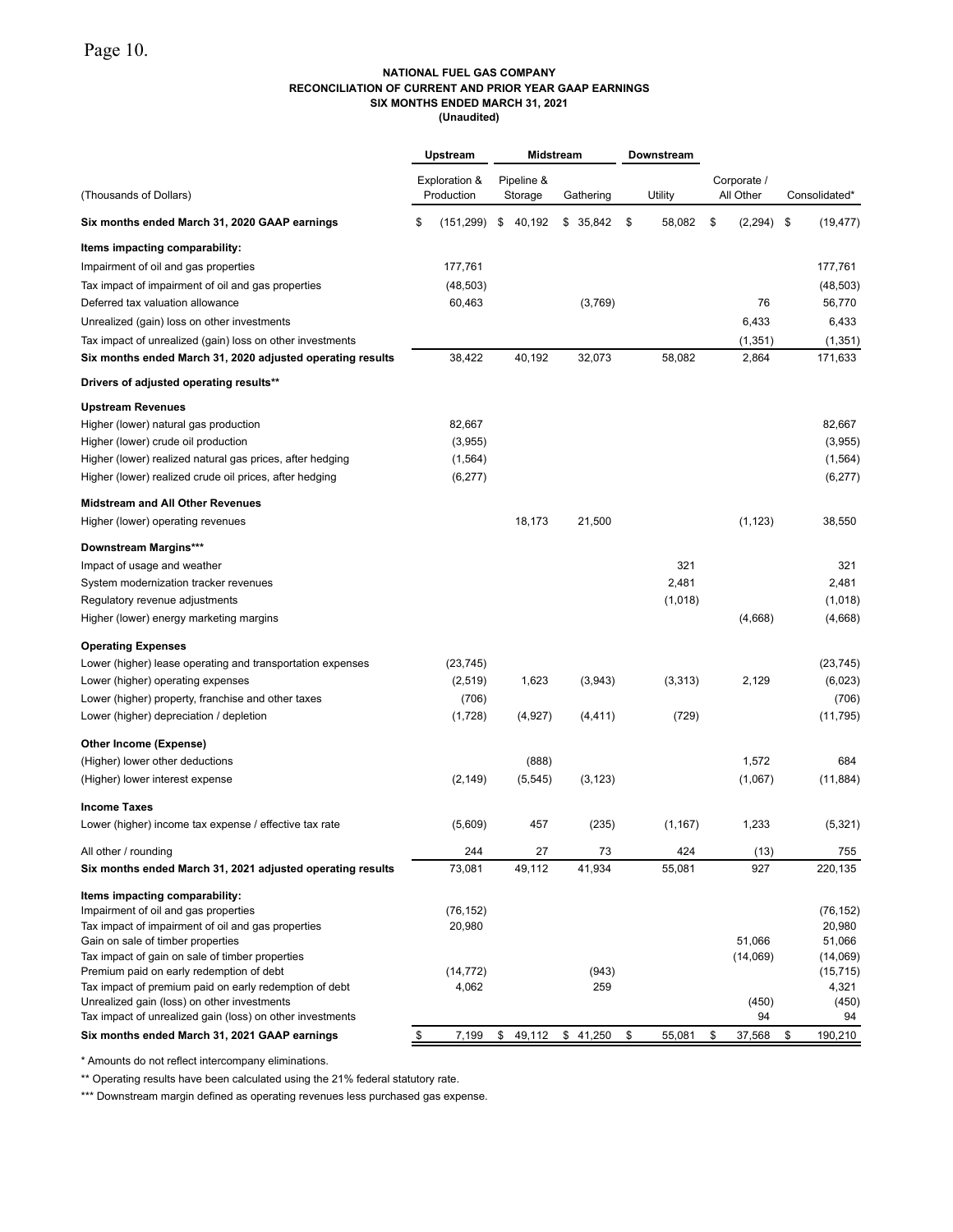**NATIONAL FUEL GAS COMPANY**
**RECONCILIATION OF CURRENT AND PRIOR YEAR GAAP EARNINGS**
**SIX MONTHS ENDED MARCH 31, 2021**
**(Unaudited)**

| | Upstream | Midstream | | Downstream | | |
|---|---|---|---|---|---|---|
| (Thousands of Dollars) | Exploration & Production | Pipeline & Storage | Gathering | Utility | Corporate / All Other | Consolidated* |
| **Six months ended March 31, 2020 GAAP earnings** | $ (151,299) | $ 40,192 | $ 35,842 | $ 58,082 | $ (2,294) | $ (19,477) |
| **Items impacting comparability:** | | | | | | |
| Impairment of oil and gas properties | 177,761 | | | | | 177,761 |
| Tax impact of impairment of oil and gas properties | (48,503) | | | | | (48,503) |
| Deferred tax valuation allowance | 60,463 | | (3,769) | | 76 | 56,770 |
| Unrealized (gain) loss on other investments | | | | | 6,433 | 6,433 |
| Tax impact of unrealized (gain) loss on other investments | | | | | (1,351) | (1,351) |
| **Six months ended March 31, 2020 adjusted operating results** | 38,422 | 40,192 | 32,073 | 58,082 | 2,864 | 171,633 |
| **Drivers of adjusted operating results**** | | | | | | |
| **Upstream Revenues** | | | | | | |
| Higher (lower) natural gas production | 82,667 | | | | | 82,667 |
| Higher (lower) crude oil production | (3,955) | | | | | (3,955) |
| Higher (lower) realized natural gas prices, after hedging | (1,564) | | | | | (1,564) |
| Higher (lower) realized crude oil prices, after hedging | (6,277) | | | | | (6,277) |
| **Midstream and All Other Revenues** | | | | | | |
| Higher (lower) operating revenues | | 18,173 | 21,500 | | (1,123) | 38,550 |
| **Downstream Margins***** | | | | | | |
| Impact of usage and weather | | | | 321 | | 321 |
| System modernization tracker revenues | | | | 2,481 | | 2,481 |
| Regulatory revenue adjustments | | | | (1,018) | | (1,018) |
| Higher (lower) energy marketing margins | | | | | (4,668) | (4,668) |
| **Operating Expenses** | | | | | | |
| Lower (higher) lease operating and transportation expenses | (23,745) | | | | | (23,745) |
| Lower (higher) operating expenses | (2,519) | 1,623 | (3,943) | (3,313) | 2,129 | (6,023) |
| Lower (higher) property, franchise and other taxes | (706) | | | | | (706) |
| Lower (higher) depreciation / depletion | (1,728) | (4,927) | (4,411) | (729) | | (11,795) |
| **Other Income (Expense)** | | | | | | |
| (Higher) lower other deductions | | (888) | | | 1,572 | 684 |
| (Higher) lower interest expense | (2,149) | (5,545) | (3,123) | | (1,067) | (11,884) |
| **Income Taxes** | | | | | | |
| Lower (higher) income tax expense / effective tax rate | (5,609) | 457 | (235) | (1,167) | 1,233 | (5,321) |
| All other / rounding | 244 | 27 | 73 | 424 | (13) | 755 |
| **Six months ended March 31, 2021 adjusted operating results** | 73,081 | 49,112 | 41,934 | 55,081 | 927 | 220,135 |
| **Items impacting comparability:** | | | | | | |
| Impairment of oil and gas properties | (76,152) | | | | | (76,152) |
| Tax impact of impairment of oil and gas properties | 20,980 | | | | | 20,980 |
| Gain on sale of timber properties | | | | | 51,066 | 51,066 |
| Tax impact of gain on sale of timber properties | | | | | (14,069) | (14,069) |
| Premium paid on early redemption of debt | (14,772) | | (943) | | | (15,715) |
| Tax impact of premium paid on early redemption of debt | 4,062 | | 259 | | | 4,321 |
| Unrealized gain (loss) on other investments | | | | | (450) | (450) |
| Tax impact of unrealized gain (loss) on other investments | | | | | 94 | 94 |
| **Six months ended March 31, 2021 GAAP earnings** | $ 7,199 | $ 49,112 | $ 41,250 | $ 55,081 | $ 37,568 | $ 190,210 |

* Amounts do not reflect intercompany eliminations.

** Operating results have been calculated using the 21% federal statutory rate.

*** Downstream margin defined as operating revenues less purchased gas expense.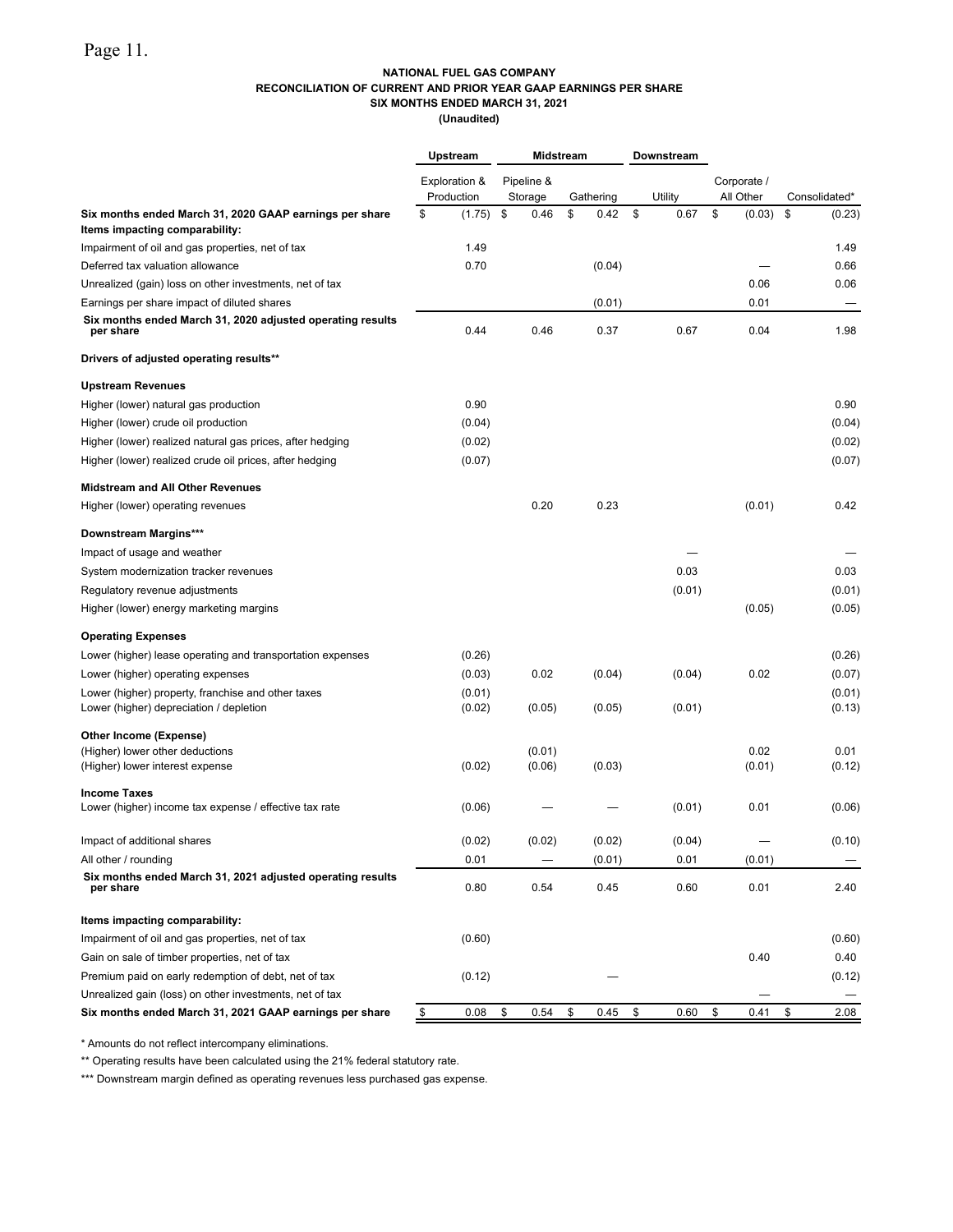**NATIONAL FUEL GAS COMPANY**
**RECONCILIATION OF CURRENT AND PRIOR YEAR GAAP EARNINGS PER SHARE**
**SIX MONTHS ENDED MARCH 31, 2021**
**(Unaudited)**

| | Upstream | Midstream | | Downstream | | |
|---|---|---|---|---|---|---|
| | Exploration & Production | Pipeline & Storage | Gathering | Utility | Corporate / All Other | Consolidated* |
| **Six months ended March 31, 2020 GAAP earnings per share** | $ (1.75) | $ 0.46 | $ 0.42 | $ 0.67 | $ (0.03) | $ (0.23) |
| **Items impacting comparability:** | | | | | | |
| Impairment of oil and gas properties, net of tax | 1.49 | | | | | 1.49 |
| Deferred tax valuation allowance | 0.70 | | (0.04) | | — | 0.66 |
| Unrealized (gain) loss on other investments, net of tax | | | | | 0.06 | 0.06 |
| Earnings per share impact of diluted shares | | | (0.01) | | 0.01 | — |
| **Six months ended March 31, 2020 adjusted operating results per share** | 0.44 | 0.46 | 0.37 | 0.67 | 0.04 | 1.98 |
| **Drivers of adjusted operating results**** | | | | | | |
| **Upstream Revenues** | | | | | | |
| Higher (lower) natural gas production | 0.90 | | | | | 0.90 |
| Higher (lower) crude oil production | (0.04) | | | | | (0.04) |
| Higher (lower) realized natural gas prices, after hedging | (0.02) | | | | | (0.02) |
| Higher (lower) realized crude oil prices, after hedging | (0.07) | | | | | (0.07) |
| **Midstream and All Other Revenues** | | | | | | |
| Higher (lower) operating revenues | | 0.20 | 0.23 | | (0.01) | 0.42 |
| **Downstream Margins***** | | | | | | |
| Impact of usage and weather | | | | — | | — |
| System modernization tracker revenues | | | | 0.03 | | 0.03 |
| Regulatory revenue adjustments | | | | (0.01) | | (0.01) |
| Higher (lower) energy marketing margins | | | | | (0.05) | (0.05) |
| **Operating Expenses** | | | | | | |
| Lower (higher) lease operating and transportation expenses | (0.26) | | | | | (0.26) |
| Lower (higher) operating expenses | (0.03) | 0.02 | (0.04) | (0.04) | 0.02 | (0.07) |
| Lower (higher) property, franchise and other taxes | (0.01) | | | | | (0.01) |
| Lower (higher) depreciation / depletion | (0.02) | (0.05) | (0.05) | (0.01) | | (0.13) |
| **Other Income (Expense)** | | | | | | |
| (Higher) lower other deductions | | (0.01) | | | 0.02 | 0.01 |
| (Higher) lower interest expense | (0.02) | (0.06) | (0.03) | | (0.01) | (0.12) |
| **Income Taxes** | | | | | | |
| Lower (higher) income tax expense / effective tax rate | (0.06) | — | — | (0.01) | 0.01 | (0.06) |
| Impact of additional shares | (0.02) | (0.02) | (0.02) | (0.04) | — | (0.10) |
| All other / rounding | 0.01 | — | (0.01) | 0.01 | (0.01) | — |
| **Six months ended March 31, 2021 adjusted operating results per share** | 0.80 | 0.54 | 0.45 | 0.60 | 0.01 | 2.40 |
| **Items impacting comparability:** | | | | | | |
| Impairment of oil and gas properties, net of tax | (0.60) | | | | | (0.60) |
| Gain on sale of timber properties, net of tax | | | | | 0.40 | 0.40 |
| Premium paid on early redemption of debt, net of tax | (0.12) | | — | | | (0.12) |
| Unrealized gain (loss) on other investments, net of tax | | | | | — | — |
| **Six months ended March 31, 2021 GAAP earnings per share** | $ 0.08 | $ 0.54 | $ 0.45 | $ 0.60 | $ 0.41 | $ 2.08 |

* Amounts do not reflect intercompany eliminations.

** Operating results have been calculated using the 21% federal statutory rate.

*** Downstream margin defined as operating revenues less purchased gas expense.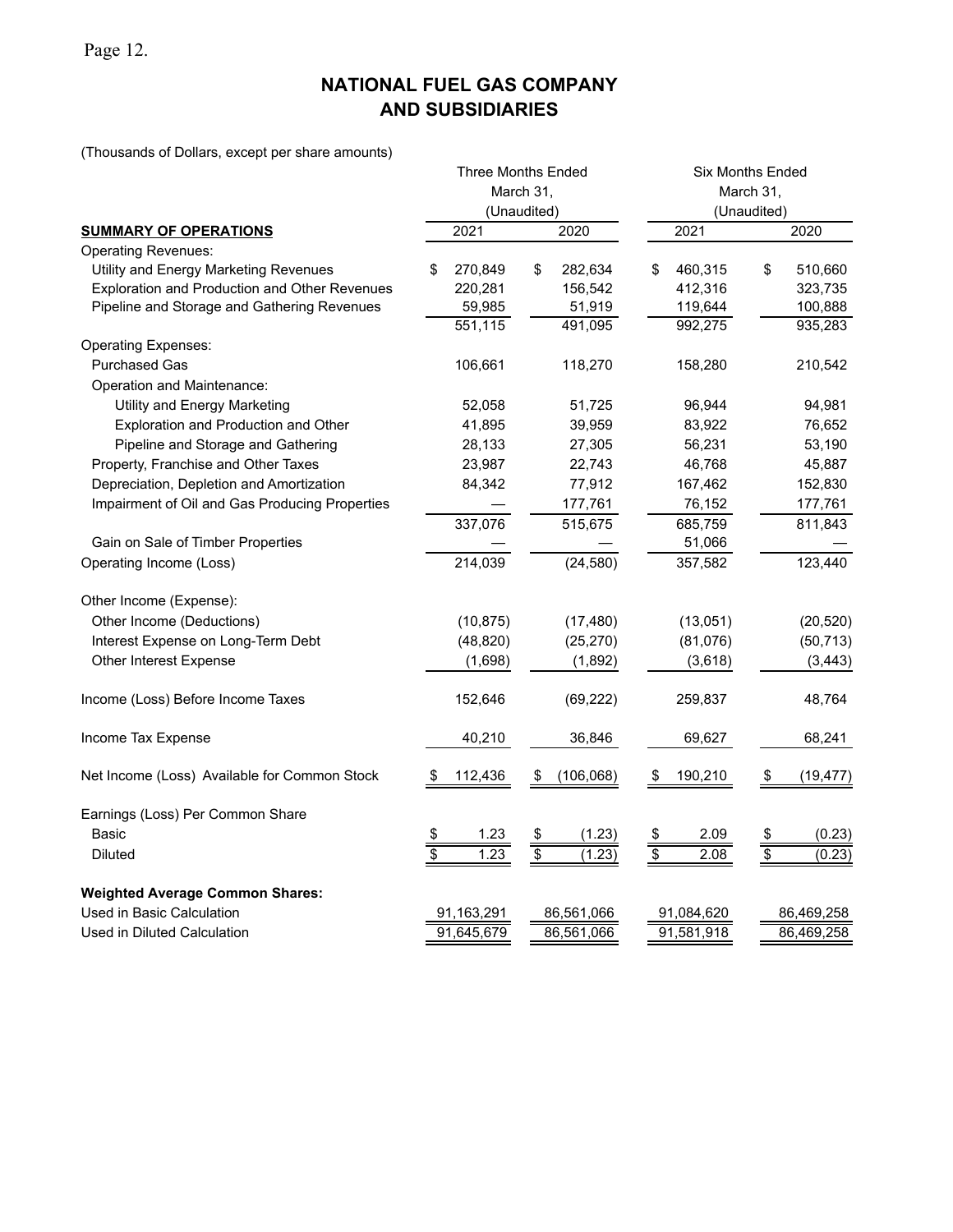# NATIONAL FUEL GAS COMPANY AND SUBSIDIARIES

(Thousands of Dollars, except per share amounts)

| | Three Months Ended March 31, (Unaudited) | | Six Months Ended March 31, (Unaudited) | |
|---|---|---|---|---|
| **SUMMARY OF OPERATIONS** | 2021 | 2020 | 2021 | 2020 |
| Operating Revenues: | | | | |
| Utility and Energy Marketing Revenues | $ 270,849 | $ 282,634 | $ 460,315 | $ 510,660 |
| Exploration and Production and Other Revenues | 220,281 | 156,542 | 412,316 | 323,735 |
| Pipeline and Storage and Gathering Revenues | 59,985 | 51,919 | 119,644 | 100,888 |
| | 551,115 | 491,095 | 992,275 | 935,283 |
| Operating Expenses: | | | | |
| Purchased Gas | 106,661 | 118,270 | 158,280 | 210,542 |
| Operation and Maintenance: | | | | |
| Utility and Energy Marketing | 52,058 | 51,725 | 96,944 | 94,981 |
| Exploration and Production and Other | 41,895 | 39,959 | 83,922 | 76,652 |
| Pipeline and Storage and Gathering | 28,133 | 27,305 | 56,231 | 53,190 |
| Property, Franchise and Other Taxes | 23,987 | 22,743 | 46,768 | 45,887 |
| Depreciation, Depletion and Amortization | 84,342 | 77,912 | 167,462 | 152,830 |
| Impairment of Oil and Gas Producing Properties | — | 177,761 | 76,152 | 177,761 |
| | 337,076 | 515,675 | 685,759 | 811,843 |
| Gain on Sale of Timber Properties | — | — | 51,066 | — |
| Operating Income (Loss) | 214,039 | (24,580) | 357,582 | 123,440 |
| Other Income (Expense): | | | | |
| Other Income (Deductions) | (10,875) | (17,480) | (13,051) | (20,520) |
| Interest Expense on Long-Term Debt | (48,820) | (25,270) | (81,076) | (50,713) |
| Other Interest Expense | (1,698) | (1,892) | (3,618) | (3,443) |
| Income (Loss) Before Income Taxes | 152,646 | (69,222) | 259,837 | 48,764 |
| Income Tax Expense | 40,210 | 36,846 | 69,627 | 68,241 |
| Net Income (Loss) Available for Common Stock | $ 112,436 | $ (106,068) | $ 190,210 | $ (19,477) |
| Earnings (Loss) Per Common Share | | | | |
| Basic | $ 1.23 | $ (1.23) | $ 2.09 | $ (0.23) |
| Diluted | $ 1.23 | $ (1.23) | $ 2.08 | $ (0.23) |
| **Weighted Average Common Shares:** | | | | |
| Used in Basic Calculation | 91,163,291 | 86,561,066 | 91,084,620 | 86,469,258 |
| Used in Diluted Calculation | 91,645,679 | 86,561,066 | 91,581,918 | 86,469,258 |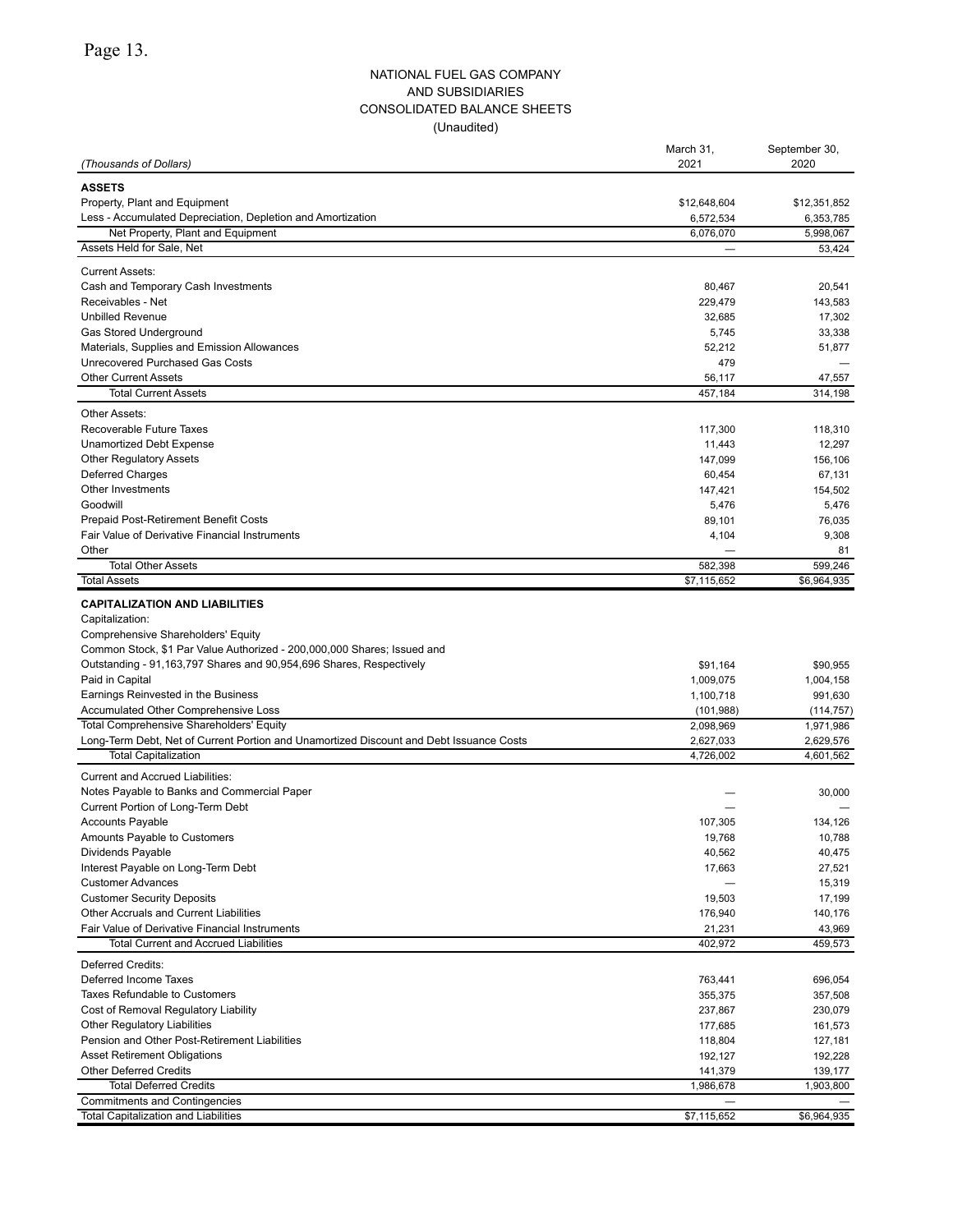Page 13.

# NATIONAL FUEL GAS COMPANY
## AND SUBSIDIARIES
## CONSOLIDATED BALANCE SHEETS
(Unaudited)

| *(Thousands of Dollars)* | March 31, 2021 | September 30, 2020 |
|---|---|---|
| **ASSETS** | | |
| Property, Plant and Equipment | $12,648,604 | $12,351,852 |
| Less - Accumulated Depreciation, Depletion and Amortization | 6,572,534 | 6,353,785 |
| Net Property, Plant and Equipment | 6,076,070 | 5,998,067 |
| Assets Held for Sale, Net | — | 53,424 |
| Current Assets: | | |
| Cash and Temporary Cash Investments | 80,467 | 20,541 |
| Receivables - Net | 229,479 | 143,583 |
| Unbilled Revenue | 32,685 | 17,302 |
| Gas Stored Underground | 5,745 | 33,338 |
| Materials, Supplies and Emission Allowances | 52,212 | 51,877 |
| Unrecovered Purchased Gas Costs | 479 | — |
| Other Current Assets | 56,117 | 47,557 |
| Total Current Assets | 457,184 | 314,198 |
| Other Assets: | | |
| Recoverable Future Taxes | 117,300 | 118,310 |
| Unamortized Debt Expense | 11,443 | 12,297 |
| Other Regulatory Assets | 147,099 | 156,106 |
| Deferred Charges | 60,454 | 67,131 |
| Other Investments | 147,421 | 154,502 |
| Goodwill | 5,476 | 5,476 |
| Prepaid Post-Retirement Benefit Costs | 89,101 | 76,035 |
| Fair Value of Derivative Financial Instruments | 4,104 | 9,308 |
| Other | — | 81 |
| Total Other Assets | 582,398 | 599,246 |
| Total Assets | $7,115,652 | $6,964,935 |
| **CAPITALIZATION AND LIABILITIES** | | |
| Capitalization: | | |
| Comprehensive Shareholders' Equity | | |
| Common Stock, $1 Par Value Authorized - 200,000,000 Shares; Issued and Outstanding - 91,163,797 Shares and 90,954,696 Shares, Respectively | $91,164 | $90,955 |
| Paid in Capital | 1,009,075 | 1,004,158 |
| Earnings Reinvested in the Business | 1,100,718 | 991,630 |
| Accumulated Other Comprehensive Loss | (101,988) | (114,757) |
| Total Comprehensive Shareholders' Equity | 2,098,969 | 1,971,986 |
| Long-Term Debt, Net of Current Portion and Unamortized Discount and Debt Issuance Costs | 2,627,033 | 2,629,576 |
| Total Capitalization | 4,726,002 | 4,601,562 |
| Current and Accrued Liabilities: | | |
| Notes Payable to Banks and Commercial Paper | — | 30,000 |
| Current Portion of Long-Term Debt | — | — |
| Accounts Payable | 107,305 | 134,126 |
| Amounts Payable to Customers | 19,768 | 10,788 |
| Dividends Payable | 40,562 | 40,475 |
| Interest Payable on Long-Term Debt | 17,663 | 27,521 |
| Customer Advances | — | 15,319 |
| Customer Security Deposits | 19,503 | 17,199 |
| Other Accruals and Current Liabilities | 176,940 | 140,176 |
| Fair Value of Derivative Financial Instruments | 21,231 | 43,969 |
| Total Current and Accrued Liabilities | 402,972 | 459,573 |
| Deferred Credits: | | |
| Deferred Income Taxes | 763,441 | 696,054 |
| Taxes Refundable to Customers | 355,375 | 357,508 |
| Cost of Removal Regulatory Liability | 237,867 | 230,079 |
| Other Regulatory Liabilities | 177,685 | 161,573 |
| Pension and Other Post-Retirement Liabilities | 118,804 | 127,181 |
| Asset Retirement Obligations | 192,127 | 192,228 |
| Other Deferred Credits | 141,379 | 139,177 |
| Total Deferred Credits | 1,986,678 | 1,903,800 |
| Commitments and Contingencies | — | — |
| Total Capitalization and Liabilities | $7,115,652 | $6,964,935 |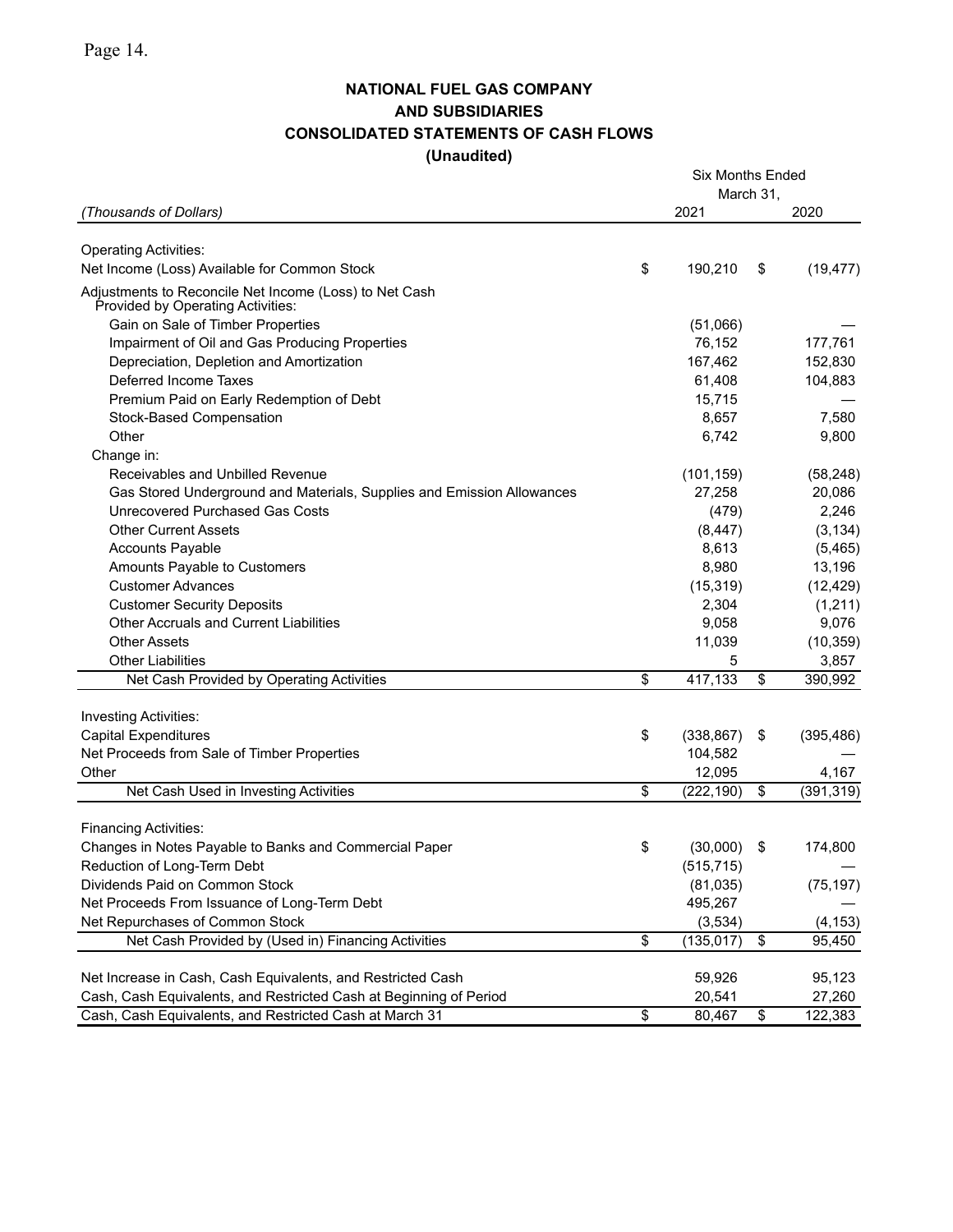# NATIONAL FUEL GAS COMPANY
# AND SUBSIDIARIES
# CONSOLIDATED STATEMENTS OF CASH FLOWS
# (Unaudited)

| *(Thousands of Dollars)* | Six Months Ended March 31, 2021 | 2020 |
|---|---|---|
| **Operating Activities:** | | |
| Net Income (Loss) Available for Common Stock | $ 190,210 | $ (19,477) |
| Adjustments to Reconcile Net Income (Loss) to Net Cash Provided by Operating Activities: | | |
| Gain on Sale of Timber Properties | (51,066) | — |
| Impairment of Oil and Gas Producing Properties | 76,152 | 177,761 |
| Depreciation, Depletion and Amortization | 167,462 | 152,830 |
| Deferred Income Taxes | 61,408 | 104,883 |
| Premium Paid on Early Redemption of Debt | 15,715 | — |
| Stock-Based Compensation | 8,657 | 7,580 |
| Other | 6,742 | 9,800 |
| Change in: | | |
| Receivables and Unbilled Revenue | (101,159) | (58,248) |
| Gas Stored Underground and Materials, Supplies and Emission Allowances | 27,258 | 20,086 |
| Unrecovered Purchased Gas Costs | (479) | 2,246 |
| Other Current Assets | (8,447) | (3,134) |
| Accounts Payable | 8,613 | (5,465) |
| Amounts Payable to Customers | 8,980 | 13,196 |
| Customer Advances | (15,319) | (12,429) |
| Customer Security Deposits | 2,304 | (1,211) |
| Other Accruals and Current Liabilities | 9,058 | 9,076 |
| Other Assets | 11,039 | (10,359) |
| Other Liabilities | 5 | 3,857 |
| Net Cash Provided by Operating Activities | $ 417,133 | $ 390,992 |
| **Investing Activities:** | | |
| Capital Expenditures | $ (338,867) | $ (395,486) |
| Net Proceeds from Sale of Timber Properties | 104,582 | — |
| Other | 12,095 | 4,167 |
| Net Cash Used in Investing Activities | $ (222,190) | $ (391,319) |
| **Financing Activities:** | | |
| Changes in Notes Payable to Banks and Commercial Paper | $ (30,000) | $ 174,800 |
| Reduction of Long-Term Debt | (515,715) | — |
| Dividends Paid on Common Stock | (81,035) | (75,197) |
| Net Proceeds From Issuance of Long-Term Debt | 495,267 | — |
| Net Repurchases of Common Stock | (3,534) | (4,153) |
| Net Cash Provided by (Used in) Financing Activities | $ (135,017) | $ 95,450 |
| Net Increase in Cash, Cash Equivalents, and Restricted Cash | 59,926 | 95,123 |
| Cash, Cash Equivalents, and Restricted Cash at Beginning of Period | 20,541 | 27,260 |
| Cash, Cash Equivalents, and Restricted Cash at March 31 | $ 80,467 | $ 122,383 |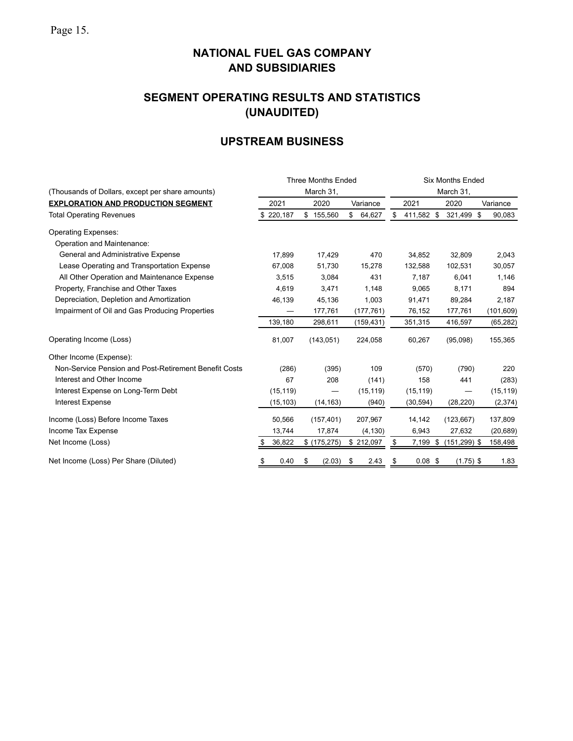# NATIONAL FUEL GAS COMPANY AND SUBSIDIARIES

## SEGMENT OPERATING RESULTS AND STATISTICS (UNAUDITED)

## UPSTREAM BUSINESS

| (Thousands of Dollars, except per share amounts) | Three Months Ended March 31, | | | Six Months Ended March 31, | | |
|---|---|---|---|---|---|---|
| **EXPLORATION AND PRODUCTION SEGMENT** | 2021 | 2020 | Variance | 2021 | 2020 | Variance |
| Total Operating Revenues | $ 220,187 | $ 155,560 | $ 64,627 | $ 411,582 | $ 321,499 | $ 90,083 |
| Operating Expenses: | | | | | | |
| Operation and Maintenance: | | | | | | |
| General and Administrative Expense | 17,899 | 17,429 | 470 | 34,852 | 32,809 | 2,043 |
| Lease Operating and Transportation Expense | 67,008 | 51,730 | 15,278 | 132,588 | 102,531 | 30,057 |
| All Other Operation and Maintenance Expense | 3,515 | 3,084 | 431 | 7,187 | 6,041 | 1,146 |
| Property, Franchise and Other Taxes | 4,619 | 3,471 | 1,148 | 9,065 | 8,171 | 894 |
| Depreciation, Depletion and Amortization | 46,139 | 45,136 | 1,003 | 91,471 | 89,284 | 2,187 |
| Impairment of Oil and Gas Producing Properties | — | 177,761 | (177,761) | 76,152 | 177,761 | (101,609) |
| | 139,180 | 298,611 | (159,431) | 351,315 | 416,597 | (65,282) |
| Operating Income (Loss) | 81,007 | (143,051) | 224,058 | 60,267 | (95,098) | 155,365 |
| Other Income (Expense): | | | | | | |
| Non-Service Pension and Post-Retirement Benefit Costs | (286) | (395) | 109 | (570) | (790) | 220 |
| Interest and Other Income | 67 | 208 | (141) | 158 | 441 | (283) |
| Interest Expense on Long-Term Debt | (15,119) | — | (15,119) | (15,119) | — | (15,119) |
| Interest Expense | (15,103) | (14,163) | (940) | (30,594) | (28,220) | (2,374) |
| Income (Loss) Before Income Taxes | 50,566 | (157,401) | 207,967 | 14,142 | (123,667) | 137,809 |
| Income Tax Expense | 13,744 | 17,874 | (4,130) | 6,943 | 27,632 | (20,689) |
| Net Income (Loss) | $ 36,822 | $ (175,275) | $ 212,097 | $ 7,199 | $ (151,299) | $ 158,498 |
| Net Income (Loss) Per Share (Diluted) | $ 0.40 | $ (2.03) | $ 2.43 | $ 0.08 | $ (1.75) | $ 1.83 |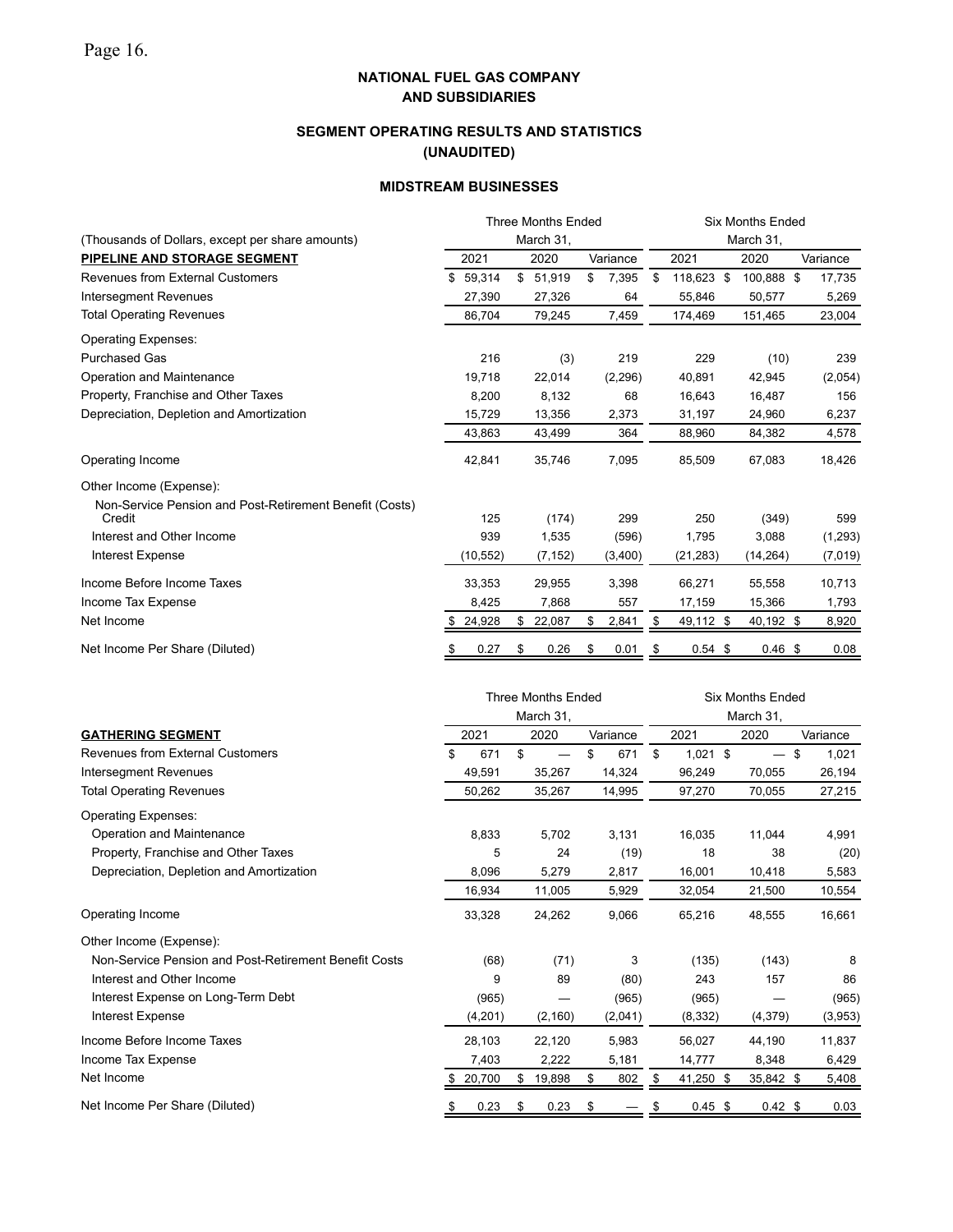## NATIONAL FUEL GAS COMPANY
## AND SUBSIDIARIES

### SEGMENT OPERATING RESULTS AND STATISTICS
### (UNAUDITED)

#### MIDSTREAM BUSINESSES

| (Thousands of Dollars, except per share amounts) | Three Months Ended March 31, | | | Six Months Ended March 31, | | |
|---|---|---|---|---|---|---|
| **PIPELINE AND STORAGE SEGMENT** | 2021 | 2020 | Variance | 2021 | 2020 | Variance |
| Revenues from External Customers | $ 59,314 | $ 51,919 | $ 7,395 | $ 118,623 | $ 100,888 | $ 17,735 |
| Intersegment Revenues | 27,390 | 27,326 | 64 | 55,846 | 50,577 | 5,269 |
| Total Operating Revenues | 86,704 | 79,245 | 7,459 | 174,469 | 151,465 | 23,004 |
| Operating Expenses: | | | | | | |
| Purchased Gas | 216 | (3) | 219 | 229 | (10) | 239 |
| Operation and Maintenance | 19,718 | 22,014 | (2,296) | 40,891 | 42,945 | (2,054) |
| Property, Franchise and Other Taxes | 8,200 | 8,132 | 68 | 16,643 | 16,487 | 156 |
| Depreciation, Depletion and Amortization | 15,729 | 13,356 | 2,373 | 31,197 | 24,960 | 6,237 |
| | 43,863 | 43,499 | 364 | 88,960 | 84,382 | 4,578 |
| Operating Income | 42,841 | 35,746 | 7,095 | 85,509 | 67,083 | 18,426 |
| Other Income (Expense): | | | | | | |
| Non-Service Pension and Post-Retirement Benefit (Costs) Credit | 125 | (174) | 299 | 250 | (349) | 599 |
| Interest and Other Income | 939 | 1,535 | (596) | 1,795 | 3,088 | (1,293) |
| Interest Expense | (10,552) | (7,152) | (3,400) | (21,283) | (14,264) | (7,019) |
| Income Before Income Taxes | 33,353 | 29,955 | 3,398 | 66,271 | 55,558 | 10,713 |
| Income Tax Expense | 8,425 | 7,868 | 557 | 17,159 | 15,366 | 1,793 |
| Net Income | $ 24,928 | $ 22,087 | $ 2,841 | $ 49,112 | $ 40,192 | $ 8,920 |
| Net Income Per Share (Diluted) | $ 0.27 | $ 0.26 | $ 0.01 | $ 0.54 | $ 0.46 | $ 0.08 |

| | Three Months Ended March 31, | | | Six Months Ended March 31, | | |
|---|---|---|---|---|---|---|
| **GATHERING SEGMENT** | 2021 | 2020 | Variance | 2021 | 2020 | Variance |
| Revenues from External Customers | $ 671 | $ — | $ 671 | $ 1,021 | $ — | $ 1,021 |
| Intersegment Revenues | 49,591 | 35,267 | 14,324 | 96,249 | 70,055 | 26,194 |
| Total Operating Revenues | 50,262 | 35,267 | 14,995 | 97,270 | 70,055 | 27,215 |
| Operating Expenses: | | | | | | |
| Operation and Maintenance | 8,833 | 5,702 | 3,131 | 16,035 | 11,044 | 4,991 |
| Property, Franchise and Other Taxes | 5 | 24 | (19) | 18 | 38 | (20) |
| Depreciation, Depletion and Amortization | 8,096 | 5,279 | 2,817 | 16,001 | 10,418 | 5,583 |
| | 16,934 | 11,005 | 5,929 | 32,054 | 21,500 | 10,554 |
| Operating Income | 33,328 | 24,262 | 9,066 | 65,216 | 48,555 | 16,661 |
| Other Income (Expense): | | | | | | |
| Non-Service Pension and Post-Retirement Benefit Costs | (68) | (71) | 3 | (135) | (143) | 8 |
| Interest and Other Income | 9 | 89 | (80) | 243 | 157 | 86 |
| Interest Expense on Long-Term Debt | (965) | — | (965) | (965) | — | (965) |
| Interest Expense | (4,201) | (2,160) | (2,041) | (8,332) | (4,379) | (3,953) |
| Income Before Income Taxes | 28,103 | 22,120 | 5,983 | 56,027 | 44,190 | 11,837 |
| Income Tax Expense | 7,403 | 2,222 | 5,181 | 14,777 | 8,348 | 6,429 |
| Net Income | $ 20,700 | $ 19,898 | $ 802 | $ 41,250 | $ 35,842 | $ 5,408 |
| Net Income Per Share (Diluted) | $ 0.23 | $ 0.23 | $ — | $ 0.45 | $ 0.42 | $ 0.03 |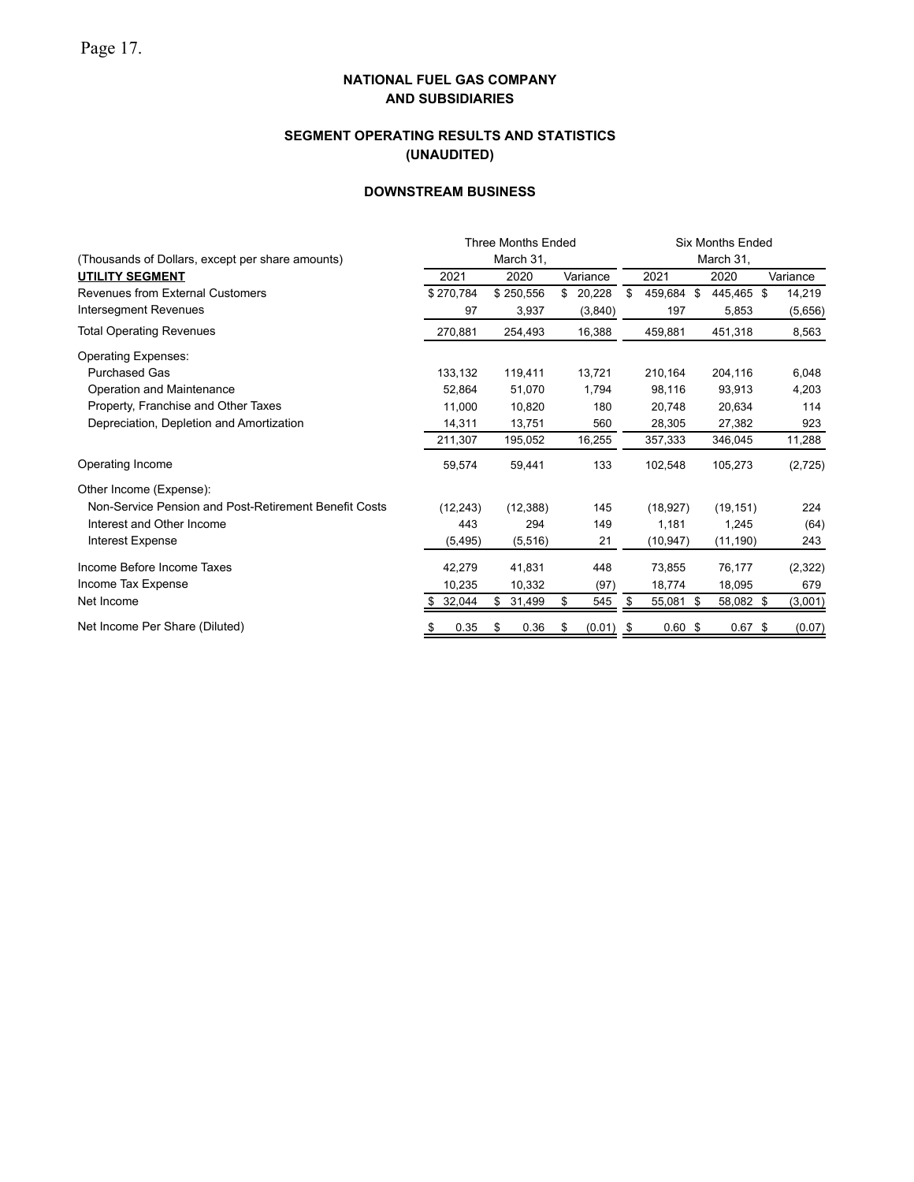## NATIONAL FUEL GAS COMPANY
## AND SUBSIDIARIES

### SEGMENT OPERATING RESULTS AND STATISTICS
### (UNAUDITED)

### DOWNSTREAM BUSINESS

| (Thousands of Dollars, except per share amounts) | Three Months Ended March 31, | | | Six Months Ended March 31, | | |
|---|---|---|---|---|---|---|
| **UTILITY SEGMENT** | 2021 | 2020 | Variance | 2021 | 2020 | Variance |
| Revenues from External Customers | $ 270,784 | $ 250,556 | $ 20,228 | $ 459,684 | $ 445,465 | $ 14,219 |
| Intersegment Revenues | 97 | 3,937 | (3,840) | 197 | 5,853 | (5,656) |
| Total Operating Revenues | 270,881 | 254,493 | 16,388 | 459,881 | 451,318 | 8,563 |
| Operating Expenses: | | | | | | |
| Purchased Gas | 133,132 | 119,411 | 13,721 | 210,164 | 204,116 | 6,048 |
| Operation and Maintenance | 52,864 | 51,070 | 1,794 | 98,116 | 93,913 | 4,203 |
| Property, Franchise and Other Taxes | 11,000 | 10,820 | 180 | 20,748 | 20,634 | 114 |
| Depreciation, Depletion and Amortization | 14,311 | 13,751 | 560 | 28,305 | 27,382 | 923 |
| | 211,307 | 195,052 | 16,255 | 357,333 | 346,045 | 11,288 |
| Operating Income | 59,574 | 59,441 | 133 | 102,548 | 105,273 | (2,725) |
| Other Income (Expense): | | | | | | |
| Non-Service Pension and Post-Retirement Benefit Costs | (12,243) | (12,388) | 145 | (18,927) | (19,151) | 224 |
| Interest and Other Income | 443 | 294 | 149 | 1,181 | 1,245 | (64) |
| Interest Expense | (5,495) | (5,516) | 21 | (10,947) | (11,190) | 243 |
| Income Before Income Taxes | 42,279 | 41,831 | 448 | 73,855 | 76,177 | (2,322) |
| Income Tax Expense | 10,235 | 10,332 | (97) | 18,774 | 18,095 | 679 |
| Net Income | $ 32,044 | $ 31,499 | $ 545 | $ 55,081 | $ 58,082 | $ (3,001) |
| Net Income Per Share (Diluted) | $ 0.35 | $ 0.36 | $ (0.01) | $ 0.60 | $ 0.67 | $ (0.07) |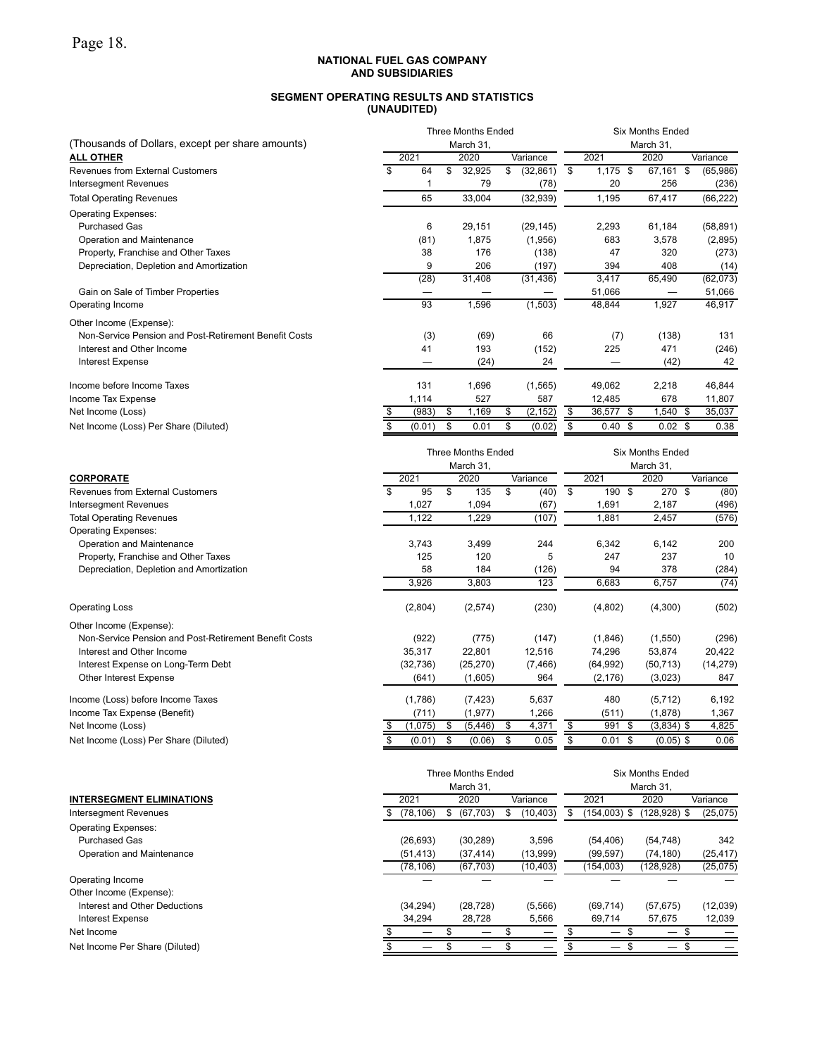**NATIONAL FUEL GAS COMPANY AND SUBSIDIARIES**

**SEGMENT OPERATING RESULTS AND STATISTICS (UNAUDITED)**

| (Thousands of Dollars, except per share amounts) | Three Months Ended March 31, | | | Six Months Ended March 31, | | |
|---|---|---|---|---|---|---|
| **ALL OTHER** | 2021 | 2020 | Variance | 2021 | 2020 | Variance |
| Revenues from External Customers | $ 64 | $ 32,925 | $ (32,861) | $ 1,175 | $ 67,161 | $ (65,986) |
| Intersegment Revenues | 1 | 79 | (78) | 20 | 256 | (236) |
| Total Operating Revenues | 65 | 33,004 | (32,939) | 1,195 | 67,417 | (66,222) |
| Operating Expenses: | | | | | | |
| Purchased Gas | 6 | 29,151 | (29,145) | 2,293 | 61,184 | (58,891) |
| Operation and Maintenance | (81) | 1,875 | (1,956) | 683 | 3,578 | (2,895) |
| Property, Franchise and Other Taxes | 38 | 176 | (138) | 47 | 320 | (273) |
| Depreciation, Depletion and Amortization | 9 | 206 | (197) | 394 | 408 | (14) |
| | (28) | 31,408 | (31,436) | 3,417 | 65,490 | (62,073) |
| Gain on Sale of Timber Properties | — | — | — | 51,066 | — | 51,066 |
| Operating Income | 93 | 1,596 | (1,503) | 48,844 | 1,927 | 46,917 |
| Other Income (Expense): | | | | | | |
| Non-Service Pension and Post-Retirement Benefit Costs | (3) | (69) | 66 | (7) | (138) | 131 |
| Interest and Other Income | 41 | 193 | (152) | 225 | 471 | (246) |
| Interest Expense | — | (24) | 24 | — | (42) | 42 |
| Income before Income Taxes | 131 | 1,696 | (1,565) | 49,062 | 2,218 | 46,844 |
| Income Tax Expense | 1,114 | 527 | 587 | 12,485 | 678 | 11,807 |
| Net Income (Loss) | $ (983) | $ 1,169 | $ (2,152) | $ 36,577 | $ 1,540 | $ 35,037 |
| Net Income (Loss) Per Share (Diluted) | $ (0.01) | $ 0.01 | $ (0.02) | $ 0.40 | $ 0.02 | $ 0.38 |

| | Three Months Ended March 31, | | | Six Months Ended March 31, | | |
|---|---|---|---|---|---|---|
| **CORPORATE** | 2021 | 2020 | Variance | 2021 | 2020 | Variance |
| Revenues from External Customers | $ 95 | $ 135 | $ (40) | $ 190 | $ 270 | $ (80) |
| Intersegment Revenues | 1,027 | 1,094 | (67) | 1,691 | 2,187 | (496) |
| Total Operating Revenues | 1,122 | 1,229 | (107) | 1,881 | 2,457 | (576) |
| Operating Expenses: | | | | | | |
| Operation and Maintenance | 3,743 | 3,499 | 244 | 6,342 | 6,142 | 200 |
| Property, Franchise and Other Taxes | 125 | 120 | 5 | 247 | 237 | 10 |
| Depreciation, Depletion and Amortization | 58 | 184 | (126) | 94 | 378 | (284) |
| | 3,926 | 3,803 | 123 | 6,683 | 6,757 | (74) |
| Operating Loss | (2,804) | (2,574) | (230) | (4,802) | (4,300) | (502) |
| Other Income (Expense): | | | | | | |
| Non-Service Pension and Post-Retirement Benefit Costs | (922) | (775) | (147) | (1,846) | (1,550) | (296) |
| Interest and Other Income | 35,317 | 22,801 | 12,516 | 74,296 | 53,874 | 20,422 |
| Interest Expense on Long-Term Debt | (32,736) | (25,270) | (7,466) | (64,992) | (50,713) | (14,279) |
| Other Interest Expense | (641) | (1,605) | 964 | (2,176) | (3,023) | 847 |
| Income (Loss) before Income Taxes | (1,786) | (7,423) | 5,637 | 480 | (5,712) | 6,192 |
| Income Tax Expense (Benefit) | (711) | (1,977) | 1,266 | (511) | (1,878) | 1,367 |
| Net Income (Loss) | $ (1,075) | $ (5,446) | $ 4,371 | $ 991 | $ (3,834) | $ 4,825 |
| Net Income (Loss) Per Share (Diluted) | $ (0.01) | $ (0.06) | $ 0.05 | $ 0.01 | $ (0.05) | $ 0.06 |

| | Three Months Ended March 31, | | | Six Months Ended March 31, | | |
|---|---|---|---|---|---|---|
| **INTERSEGMENT ELIMINATIONS** | 2021 | 2020 | Variance | 2021 | 2020 | Variance |
| Intersegment Revenues | $ (78,106) | $ (67,703) | $ (10,403) | $ (154,003) | $ (128,928) | $ (25,075) |
| Operating Expenses: | | | | | | |
| Purchased Gas | (26,693) | (30,289) | 3,596 | (54,406) | (54,748) | 342 |
| Operation and Maintenance | (51,413) | (37,414) | (13,999) | (99,597) | (74,180) | (25,417) |
| | (78,106) | (67,703) | (10,403) | (154,003) | (128,928) | (25,075) |
| Operating Income | — | — | — | — | — | — |
| Other Income (Expense): | | | | | | |
| Interest and Other Deductions | (34,294) | (28,728) | (5,566) | (69,714) | (57,675) | (12,039) |
| Interest Expense | 34,294 | 28,728 | 5,566 | 69,714 | 57,675 | 12,039 |
| Net Income | $ — | $ — | $ — | $ — | $ — | $ — |
| Net Income Per Share (Diluted) | $ — | $ — | $ — | $ — | $ — | $ — |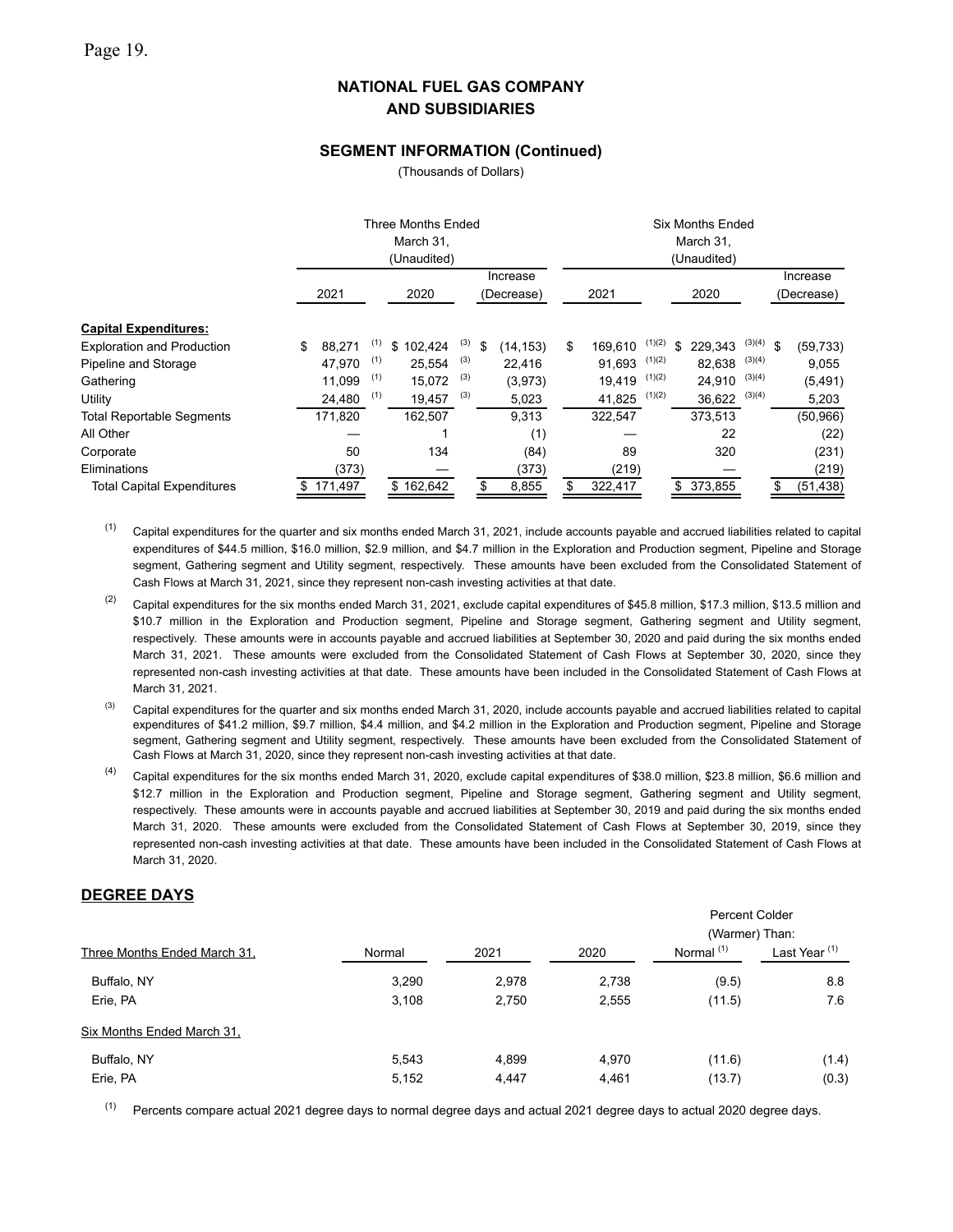## NATIONAL FUEL GAS COMPANY AND SUBSIDIARIES

### SEGMENT INFORMATION (Continued)

(Thousands of Dollars)

| | Three Months Ended March 31, (Unaudited) | | | Six Months Ended March 31, (Unaudited) | | |
|---|---|---|---|---|---|---|
| | 2021 | 2020 | Increase (Decrease) | 2021 | 2020 | Increase (Decrease) |
| **Capital Expenditures:** | | | | | | |
| Exploration and Production | $ 88,271 [1] | $ 102,424 [3] | $ (14,153) | $ 169,610 [1][2] | $ 229,343 [3][4] | $ (59,733) |
| Pipeline and Storage | 47,970 [1] | 25,554 [3] | 22,416 | 91,693 [1][2] | 82,638 [3][4] | 9,055 |
| Gathering | 11,099 [1] | 15,072 [3] | (3,973) | 19,419 [1][2] | 24,910 [3][4] | (5,491) |
| Utility | 24,480 [1] | 19,457 [3] | 5,023 | 41,825 [1][2] | 36,622 [3][4] | 5,203 |
| Total Reportable Segments | 171,820 | 162,507 | 9,313 | 322,547 | 373,513 | (50,966) |
| All Other | — | 1 | (1) | — | 22 | (22) |
| Corporate | 50 | 134 | (84) | 89 | 320 | (231) |
| Eliminations | (373) | — | (373) | (219) | — | (219) |
| Total Capital Expenditures | $ 171,497 | $ 162,642 | $ 8,855 | $ 322,417 | $ 373,855 | $ (51,438) |

(1) Capital expenditures for the quarter and six months ended March 31, 2021, include accounts payable and accrued liabilities related to capital expenditures of $44.5 million, $16.0 million, $2.9 million, and $4.7 million in the Exploration and Production segment, Pipeline and Storage segment, Gathering segment and Utility segment, respectively. These amounts have been excluded from the Consolidated Statement of Cash Flows at March 31, 2021, since they represent non-cash investing activities at that date.

(2) Capital expenditures for the six months ended March 31, 2021, exclude capital expenditures of $45.8 million, $17.3 million, $13.5 million and $10.7 million in the Exploration and Production segment, Pipeline and Storage segment, Gathering segment and Utility segment, respectively. These amounts were in accounts payable and accrued liabilities at September 30, 2020 and paid during the six months ended March 31, 2021. These amounts were excluded from the Consolidated Statement of Cash Flows at September 30, 2020, since they represented non-cash investing activities at that date. These amounts have been included in the Consolidated Statement of Cash Flows at March 31, 2021.

(3) Capital expenditures for the quarter and six months ended March 31, 2020, include accounts payable and accrued liabilities related to capital expenditures of $41.2 million, $9.7 million, $4.4 million, and $4.2 million in the Exploration and Production segment, Pipeline and Storage segment, Gathering segment and Utility segment, respectively. These amounts have been excluded from the Consolidated Statement of Cash Flows at March 31, 2020, since they represent non-cash investing activities at that date.

(4) Capital expenditures for the six months ended March 31, 2020, exclude capital expenditures of $38.0 million, $23.8 million, $6.6 million and $12.7 million in the Exploration and Production segment, Pipeline and Storage segment, Gathering segment and Utility segment, respectively. These amounts were in accounts payable and accrued liabilities at September 30, 2019 and paid during the six months ended March 31, 2020. These amounts were excluded from the Consolidated Statement of Cash Flows at September 30, 2019, since they represented non-cash investing activities at that date. These amounts have been included in the Consolidated Statement of Cash Flows at March 31, 2020.

## DEGREE DAYS

| | | | | Percent Colder (Warmer) Than: | |
|---|---|---|---|---|---|
| Three Months Ended March 31, | Normal | 2021 | 2020 | Normal [1] | Last Year [1] |
| Buffalo, NY | 3,290 | 2,978 | 2,738 | (9.5) | 8.8 |
| Erie, PA | 3,108 | 2,750 | 2,555 | (11.5) | 7.6 |
| Six Months Ended March 31, | | | | | |
| Buffalo, NY | 5,543 | 4,899 | 4,970 | (11.6) | (1.4) |
| Erie, PA | 5,152 | 4,447 | 4,461 | (13.7) | (0.3) |

(1) Percents compare actual 2021 degree days to normal degree days and actual 2021 degree days to actual 2020 degree days.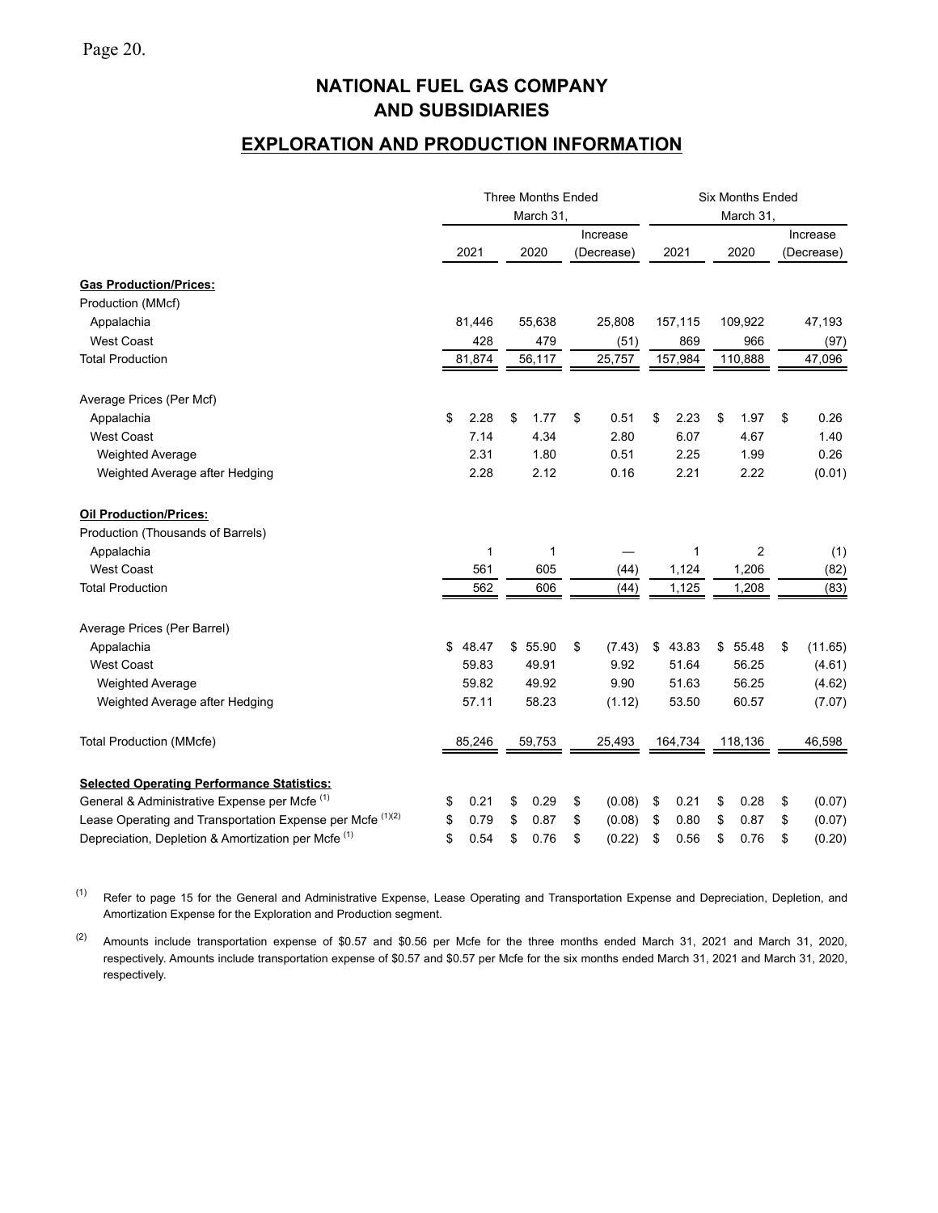# NATIONAL FUEL GAS COMPANY AND SUBSIDIARIES

## EXPLORATION AND PRODUCTION INFORMATION

| | Three Months Ended March 31, | | | Six Months Ended March 31, | | |
|---|---|---|---|---|---|---|
| | 2021 | 2020 | Increase (Decrease) | 2021 | 2020 | Increase (Decrease) |
| **Gas Production/Prices:** | | | | | | |
| Production (MMcf) | | | | | | |
| Appalachia | 81,446 | 55,638 | 25,808 | 157,115 | 109,922 | 47,193 |
| West Coast | 428 | 479 | (51) | 869 | 966 | (97) |
| Total Production | 81,874 | 56,117 | 25,757 | 157,984 | 110,888 | 47,096 |
| Average Prices (Per Mcf) | | | | | | |
| Appalachia | $ 2.28 | $ 1.77 | $ 0.51 | $ 2.23 | $ 1.97 | $ 0.26 |
| West Coast | 7.14 | 4.34 | 2.80 | 6.07 | 4.67 | 1.40 |
| Weighted Average | 2.31 | 1.80 | 0.51 | 2.25 | 1.99 | 0.26 |
| Weighted Average after Hedging | 2.28 | 2.12 | 0.16 | 2.21 | 2.22 | (0.01) |
| **Oil Production/Prices:** | | | | | | |
| Production (Thousands of Barrels) | | | | | | |
| Appalachia | 1 | 1 | — | 1 | 2 | (1) |
| West Coast | 561 | 605 | (44) | 1,124 | 1,206 | (82) |
| Total Production | 562 | 606 | (44) | 1,125 | 1,208 | (83) |
| Average Prices (Per Barrel) | | | | | | |
| Appalachia | $ 48.47 | $ 55.90 | $ (7.43) | $ 43.83 | $ 55.48 | $ (11.65) |
| West Coast | 59.83 | 49.91 | 9.92 | 51.64 | 56.25 | (4.61) |
| Weighted Average | 59.82 | 49.92 | 9.90 | 51.63 | 56.25 | (4.62) |
| Weighted Average after Hedging | 57.11 | 58.23 | (1.12) | 53.50 | 60.57 | (7.07) |
| Total Production (MMcfe) | 85,246 | 59,753 | 25,493 | 164,734 | 118,136 | 46,598 |
| **Selected Operating Performance Statistics:** | | | | | | |
| General & Administrative Expense per Mcfe [(1)] | $ 0.21 | $ 0.29 | $ (0.08) | $ 0.21 | $ 0.28 | $ (0.07) |
| Lease Operating and Transportation Expense per Mcfe [(1)(2)] | $ 0.79 | $ 0.87 | $ (0.08) | $ 0.80 | $ 0.87 | $ (0.07) |
| Depreciation, Depletion & Amortization per Mcfe [(1)] | $ 0.54 | $ 0.76 | $ (0.22) | $ 0.56 | $ 0.76 | $ (0.20) |

(1) Refer to page 15 for the General and Administrative Expense, Lease Operating and Transportation Expense and Depreciation, Depletion, and Amortization Expense for the Exploration and Production segment.

(2) Amounts include transportation expense of $0.57 and $0.56 per Mcfe for the three months ended March 31, 2021 and March 31, 2020, respectively. Amounts include transportation expense of $0.57 and $0.57 per Mcfe for the six months ended March 31, 2021 and March 31, 2020, respectively.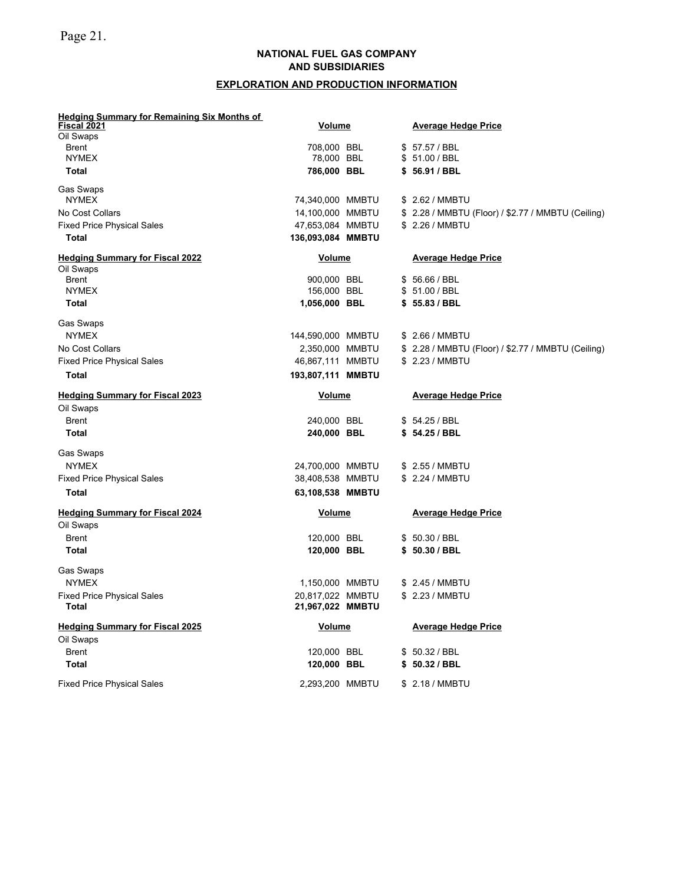**NATIONAL FUEL GAS COMPANY**
**AND SUBSIDIARIES**

**EXPLORATION AND PRODUCTION INFORMATION**

| **Hedging Summary for Remaining Six Months of Fiscal 2021** | **Volume** | **Average Hedge Price** |
|---|---|---|
| Oil Swaps | | |
| Brent | 708,000 BBL | $ 57.57 / BBL |
| NYMEX | 78,000 BBL | $ 51.00 / BBL |
| **Total** | **786,000 BBL** | **$ 56.91 / BBL** |
| Gas Swaps | | |
| NYMEX | 74,340,000 MMBTU | $ 2.62 / MMBTU |
| No Cost Collars | 14,100,000 MMBTU | $ 2.28 / MMBTU (Floor) / $2.77 / MMBTU (Ceiling) |
| Fixed Price Physical Sales | 47,653,084 MMBTU | $ 2.26 / MMBTU |
| **Total** | **136,093,084 MMBTU** | |

| **Hedging Summary for Fiscal 2022** | **Volume** | **Average Hedge Price** |
|---|---|---|
| Oil Swaps | | |
| Brent | 900,000 BBL | $ 56.66 / BBL |
| NYMEX | 156,000 BBL | $ 51.00 / BBL |
| **Total** | **1,056,000 BBL** | **$ 55.83 / BBL** |
| Gas Swaps | | |
| NYMEX | 144,590,000 MMBTU | $ 2.66 / MMBTU |
| No Cost Collars | 2,350,000 MMBTU | $ 2.28 / MMBTU (Floor) / $2.77 / MMBTU (Ceiling) |
| Fixed Price Physical Sales | 46,867,111 MMBTU | $ 2.23 / MMBTU |
| **Total** | **193,807,111 MMBTU** | |

| **Hedging Summary for Fiscal 2023** | **Volume** | **Average Hedge Price** |
|---|---|---|
| Oil Swaps | | |
| Brent | 240,000 BBL | $ 54.25 / BBL |
| **Total** | **240,000 BBL** | **$ 54.25 / BBL** |
| Gas Swaps | | |
| NYMEX | 24,700,000 MMBTU | $ 2.55 / MMBTU |
| Fixed Price Physical Sales | 38,408,538 MMBTU | $ 2.24 / MMBTU |
| **Total** | **63,108,538 MMBTU** | |

| **Hedging Summary for Fiscal 2024** | **Volume** | **Average Hedge Price** |
|---|---|---|
| Oil Swaps | | |
| Brent | 120,000 BBL | $ 50.30 / BBL |
| **Total** | **120,000 BBL** | **$ 50.30 / BBL** |
| Gas Swaps | | |
| NYMEX | 1,150,000 MMBTU | $ 2.45 / MMBTU |
| Fixed Price Physical Sales | 20,817,022 MMBTU | $ 2.23 / MMBTU |
| **Total** | **21,967,022 MMBTU** | |

| **Hedging Summary for Fiscal 2025** | **Volume** | **Average Hedge Price** |
|---|---|---|
| Oil Swaps | | |
| Brent | 120,000 BBL | $ 50.32 / BBL |
| **Total** | **120,000 BBL** | **$ 50.32 / BBL** |
| Fixed Price Physical Sales | 2,293,200 MMBTU | $ 2.18 / MMBTU |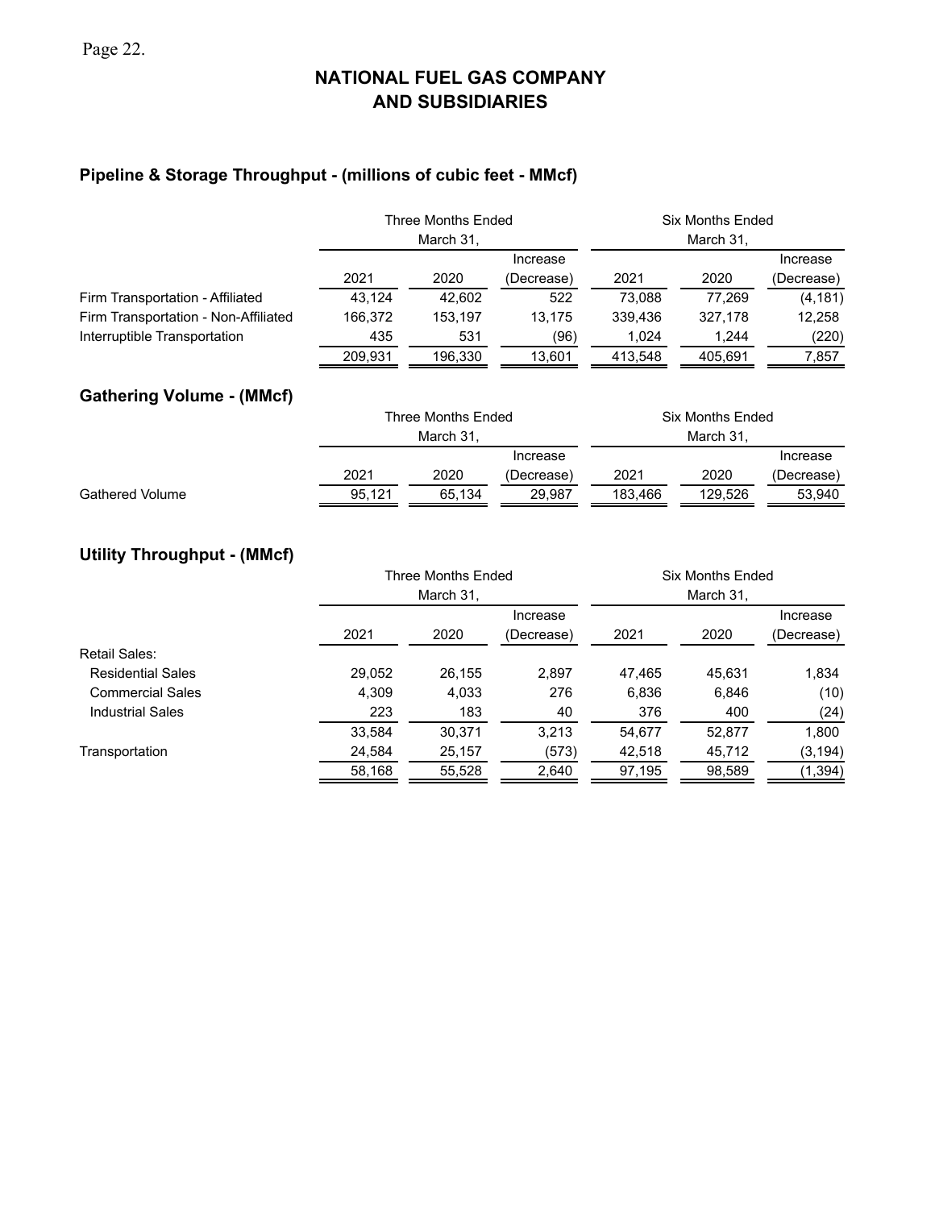# NATIONAL FUEL GAS COMPANY AND SUBSIDIARIES

## Pipeline & Storage Throughput - (millions of cubic feet - MMcf)

| | Three Months Ended March 31, | | | Six Months Ended March 31, | | |
|---|---|---|---|---|---|---|
| | 2021 | 2020 | Increase (Decrease) | 2021 | 2020 | Increase (Decrease) |
| Firm Transportation - Affiliated | 43,124 | 42,602 | 522 | 73,088 | 77,269 | (4,181) |
| Firm Transportation - Non-Affiliated | 166,372 | 153,197 | 13,175 | 339,436 | 327,178 | 12,258 |
| Interruptible Transportation | 435 | 531 | (96) | 1,024 | 1,244 | (220) |
| | 209,931 | 196,330 | 13,601 | 413,548 | 405,691 | 7,857 |

## Gathering Volume - (MMcf)

| | Three Months Ended March 31, | | | Six Months Ended March 31, | | |
|---|---|---|---|---|---|---|
| | 2021 | 2020 | Increase (Decrease) | 2021 | 2020 | Increase (Decrease) |
| Gathered Volume | 95,121 | 65,134 | 29,987 | 183,466 | 129,526 | 53,940 |

## Utility Throughput - (MMcf)

| | Three Months Ended March 31, | | | Six Months Ended March 31, | | |
|---|---|---|---|---|---|---|
| | 2021 | 2020 | Increase (Decrease) | 2021 | 2020 | Increase (Decrease) |
| Retail Sales: | | | | | | |
| Residential Sales | 29,052 | 26,155 | 2,897 | 47,465 | 45,631 | 1,834 |
| Commercial Sales | 4,309 | 4,033 | 276 | 6,836 | 6,846 | (10) |
| Industrial Sales | 223 | 183 | 40 | 376 | 400 | (24) |
| | 33,584 | 30,371 | 3,213 | 54,677 | 52,877 | 1,800 |
| Transportation | 24,584 | 25,157 | (573) | 42,518 | 45,712 | (3,194) |
| | 58,168 | 55,528 | 2,640 | 97,195 | 98,589 | (1,394) |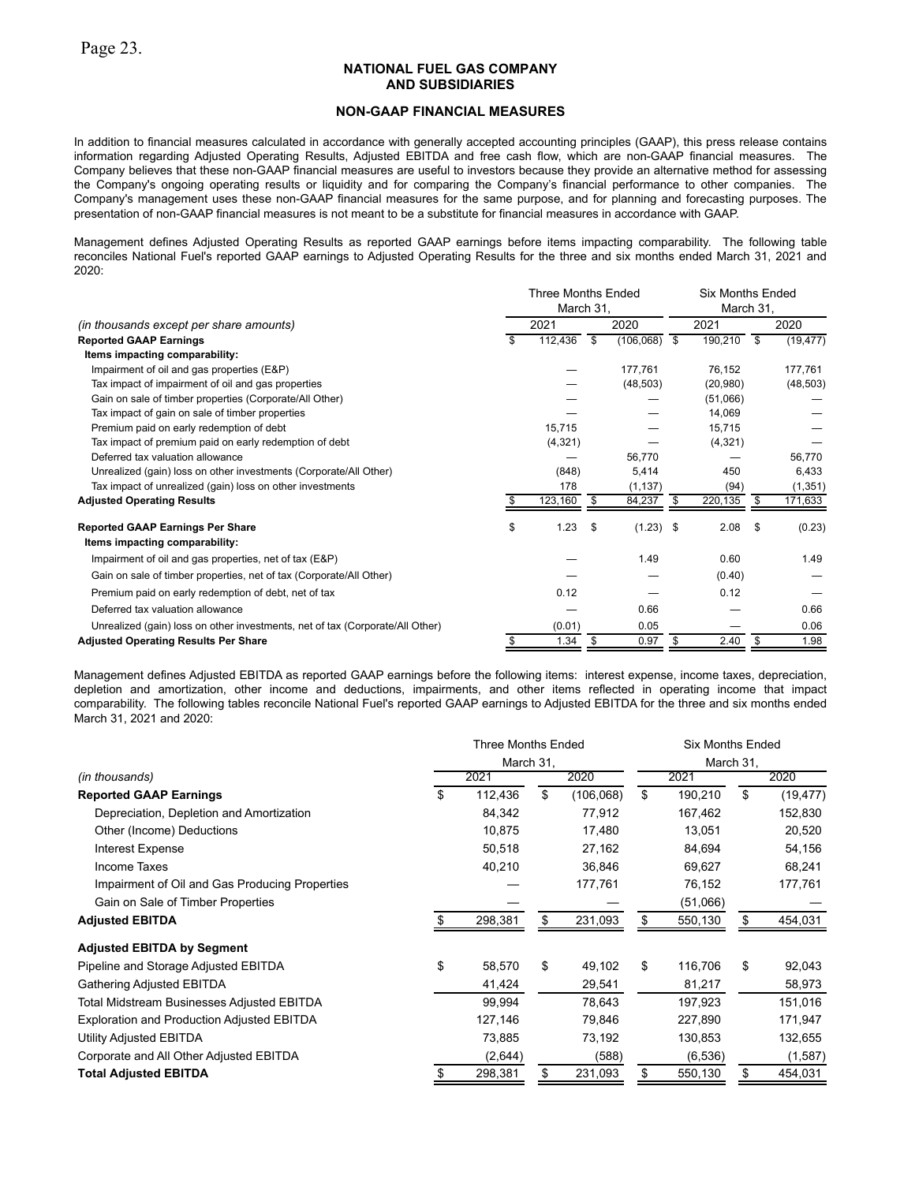## NATIONAL FUEL GAS COMPANY AND SUBSIDIARIES

### NON-GAAP FINANCIAL MEASURES

In addition to financial measures calculated in accordance with generally accepted accounting principles (GAAP), this press release contains information regarding Adjusted Operating Results, Adjusted EBITDA and free cash flow, which are non-GAAP financial measures. The Company believes that these non-GAAP financial measures are useful to investors because they provide an alternative method for assessing the Company's ongoing operating results or liquidity and for comparing the Company's financial performance to other companies. The Company's management uses these non-GAAP financial measures for the same purpose, and for planning and forecasting purposes. The presentation of non-GAAP financial measures is not meant to be a substitute for financial measures in accordance with GAAP.

Management defines Adjusted Operating Results as reported GAAP earnings before items impacting comparability. The following table reconciles National Fuel's reported GAAP earnings to Adjusted Operating Results for the three and six months ended March 31, 2021 and 2020:

| | Three Months Ended March 31, | | Six Months Ended March 31, | |
|---|---|---|---|---|
| *(in thousands except per share amounts)* | 2021 | 2020 | 2021 | 2020 |
| **Reported GAAP Earnings** | $ 112,436 | $ (106,068) | $ 190,210 | $ (19,477) |
| **Items impacting comparability:** | | | | |
| Impairment of oil and gas properties (E&P) | — | 177,761 | 76,152 | 177,761 |
| Tax impact of impairment of oil and gas properties | — | (48,503) | (20,980) | (48,503) |
| Gain on sale of timber properties (Corporate/All Other) | — | — | (51,066) | — |
| Tax impact of gain on sale of timber properties | — | — | 14,069 | — |
| Premium paid on early redemption of debt | 15,715 | — | 15,715 | — |
| Tax impact of premium paid on early redemption of debt | (4,321) | — | (4,321) | — |
| Deferred tax valuation allowance | — | 56,770 | — | 56,770 |
| Unrealized (gain) loss on other investments (Corporate/All Other) | (848) | 5,414 | 450 | 6,433 |
| Tax impact of unrealized (gain) loss on other investments | 178 | (1,137) | (94) | (1,351) |
| **Adjusted Operating Results** | $ 123,160 | $ 84,237 | $ 220,135 | $ 171,633 |
| | | | | |
| **Reported GAAP Earnings Per Share** | $ 1.23 | $ (1.23) | $ 2.08 | $ (0.23) |
| **Items impacting comparability:** | | | | |
| Impairment of oil and gas properties, net of tax (E&P) | — | 1.49 | 0.60 | 1.49 |
| Gain on sale of timber properties, net of tax (Corporate/All Other) | — | — | (0.40) | — |
| Premium paid on early redemption of debt, net of tax | 0.12 | — | 0.12 | — |
| Deferred tax valuation allowance | — | 0.66 | — | 0.66 |
| Unrealized (gain) loss on other investments, net of tax (Corporate/All Other) | (0.01) | 0.05 | — | 0.06 |
| **Adjusted Operating Results Per Share** | $ 1.34 | $ 0.97 | $ 2.40 | $ 1.98 |

Management defines Adjusted EBITDA as reported GAAP earnings before the following items: interest expense, income taxes, depreciation, depletion and amortization, other income and deductions, impairments, and other items reflected in operating income that impact comparability. The following tables reconcile National Fuel's reported GAAP earnings to Adjusted EBITDA for the three and six months ended March 31, 2021 and 2020:

| | Three Months Ended March 31, | | Six Months Ended March 31, | |
|---|---|---|---|---|
| *(in thousands)* | 2021 | 2020 | 2021 | 2020 |
| **Reported GAAP Earnings** | $ 112,436 | $ (106,068) | $ 190,210 | $ (19,477) |
| Depreciation, Depletion and Amortization | 84,342 | 77,912 | 167,462 | 152,830 |
| Other (Income) Deductions | 10,875 | 17,480 | 13,051 | 20,520 |
| Interest Expense | 50,518 | 27,162 | 84,694 | 54,156 |
| Income Taxes | 40,210 | 36,846 | 69,627 | 68,241 |
| Impairment of Oil and Gas Producing Properties | — | 177,761 | 76,152 | 177,761 |
| Gain on Sale of Timber Properties | — | — | (51,066) | — |
| **Adjusted EBITDA** | $ 298,381 | $ 231,093 | $ 550,130 | $ 454,031 |
| | | | | |
| **Adjusted EBITDA by Segment** | | | | |
| Pipeline and Storage Adjusted EBITDA | $ 58,570 | $ 49,102 | $ 116,706 | $ 92,043 |
| Gathering Adjusted EBITDA | 41,424 | 29,541 | 81,217 | 58,973 |
| Total Midstream Businesses Adjusted EBITDA | 99,994 | 78,643 | 197,923 | 151,016 |
| Exploration and Production Adjusted EBITDA | 127,146 | 79,846 | 227,890 | 171,947 |
| Utility Adjusted EBITDA | 73,885 | 73,192 | 130,853 | 132,655 |
| Corporate and All Other Adjusted EBITDA | (2,644) | (588) | (6,536) | (1,587) |
| **Total Adjusted EBITDA** | $ 298,381 | $ 231,093 | $ 550,130 | $ 454,031 |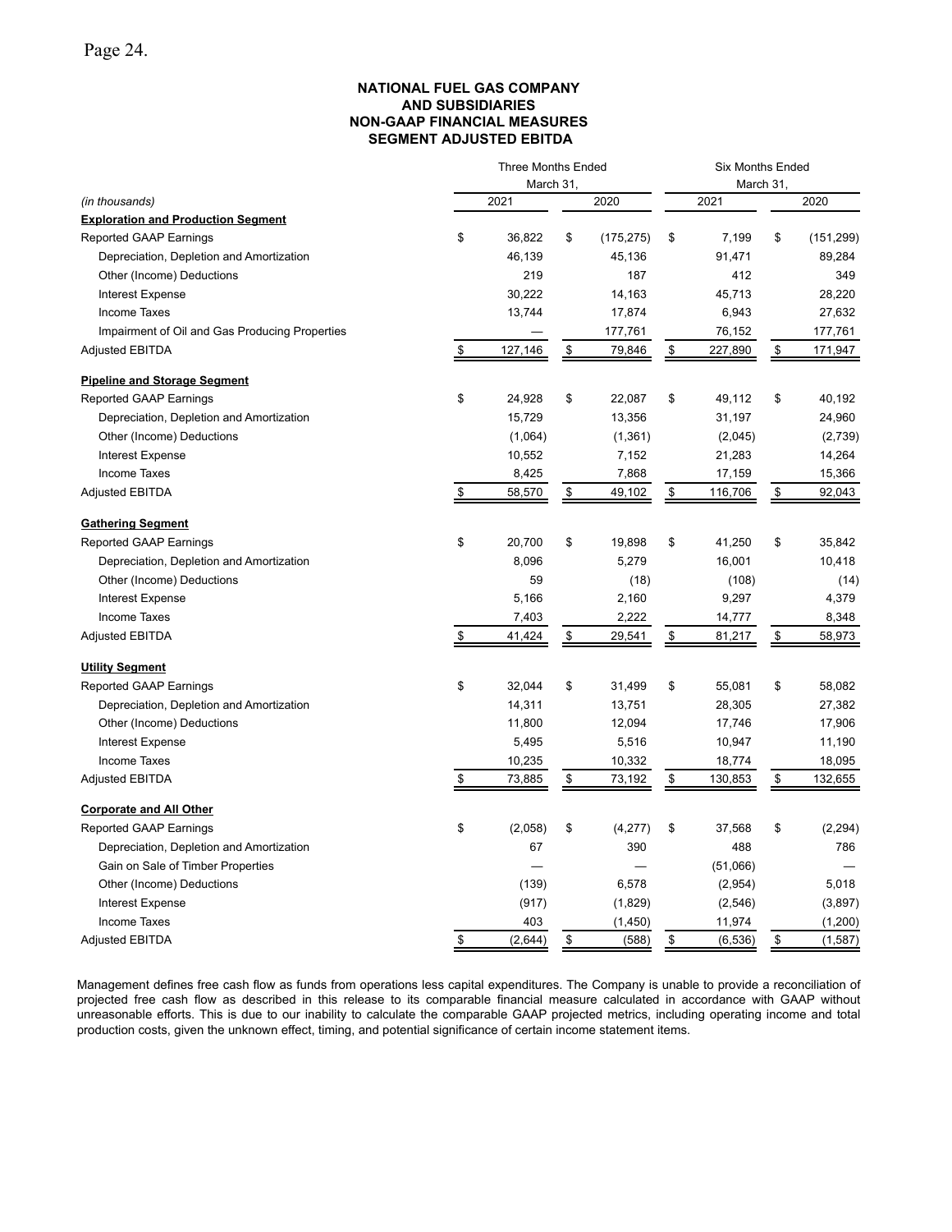**NATIONAL FUEL GAS COMPANY**
**AND SUBSIDIARIES**
**NON-GAAP FINANCIAL MEASURES**
**SEGMENT ADJUSTED EBITDA**

| | Three Months Ended March 31, | | Six Months Ended March 31, | |
|---|---|---|---|---|
| *(in thousands)* | 2021 | 2020 | 2021 | 2020 |
| **Exploration and Production Segment** | | | | |
| Reported GAAP Earnings | $ 36,822 | $ (175,275) | $ 7,199 | $ (151,299) |
| Depreciation, Depletion and Amortization | 46,139 | 45,136 | 91,471 | 89,284 |
| Other (Income) Deductions | 219 | 187 | 412 | 349 |
| Interest Expense | 30,222 | 14,163 | 45,713 | 28,220 |
| Income Taxes | 13,744 | 17,874 | 6,943 | 27,632 |
| Impairment of Oil and Gas Producing Properties | — | 177,761 | 76,152 | 177,761 |
| Adjusted EBITDA | $ 127,146 | $ 79,846 | $ 227,890 | $ 171,947 |
| **Pipeline and Storage Segment** | | | | |
| Reported GAAP Earnings | $ 24,928 | $ 22,087 | $ 49,112 | $ 40,192 |
| Depreciation, Depletion and Amortization | 15,729 | 13,356 | 31,197 | 24,960 |
| Other (Income) Deductions | (1,064) | (1,361) | (2,045) | (2,739) |
| Interest Expense | 10,552 | 7,152 | 21,283 | 14,264 |
| Income Taxes | 8,425 | 7,868 | 17,159 | 15,366 |
| Adjusted EBITDA | $ 58,570 | $ 49,102 | $ 116,706 | $ 92,043 |
| **Gathering Segment** | | | | |
| Reported GAAP Earnings | $ 20,700 | $ 19,898 | $ 41,250 | $ 35,842 |
| Depreciation, Depletion and Amortization | 8,096 | 5,279 | 16,001 | 10,418 |
| Other (Income) Deductions | 59 | (18) | (108) | (14) |
| Interest Expense | 5,166 | 2,160 | 9,297 | 4,379 |
| Income Taxes | 7,403 | 2,222 | 14,777 | 8,348 |
| Adjusted EBITDA | $ 41,424 | $ 29,541 | $ 81,217 | $ 58,973 |
| **Utility Segment** | | | | |
| Reported GAAP Earnings | $ 32,044 | $ 31,499 | $ 55,081 | $ 58,082 |
| Depreciation, Depletion and Amortization | 14,311 | 13,751 | 28,305 | 27,382 |
| Other (Income) Deductions | 11,800 | 12,094 | 17,746 | 17,906 |
| Interest Expense | 5,495 | 5,516 | 10,947 | 11,190 |
| Income Taxes | 10,235 | 10,332 | 18,774 | 18,095 |
| Adjusted EBITDA | $ 73,885 | $ 73,192 | $ 130,853 | $ 132,655 |
| **Corporate and All Other** | | | | |
| Reported GAAP Earnings | $ (2,058) | $ (4,277) | $ 37,568 | $ (2,294) |
| Depreciation, Depletion and Amortization | 67 | 390 | 488 | 786 |
| Gain on Sale of Timber Properties | — | — | (51,066) | — |
| Other (Income) Deductions | (139) | 6,578 | (2,954) | 5,018 |
| Interest Expense | (917) | (1,829) | (2,546) | (3,897) |
| Income Taxes | 403 | (1,450) | 11,974 | (1,200) |
| Adjusted EBITDA | $ (2,644) | $ (588) | $ (6,536) | $ (1,587) |

Management defines free cash flow as funds from operations less capital expenditures. The Company is unable to provide a reconciliation of projected free cash flow as described in this release to its comparable financial measure calculated in accordance with GAAP without unreasonable efforts. This is due to our inability to calculate the comparable GAAP projected metrics, including operating income and total production costs, given the unknown effect, timing, and potential significance of certain income statement items.